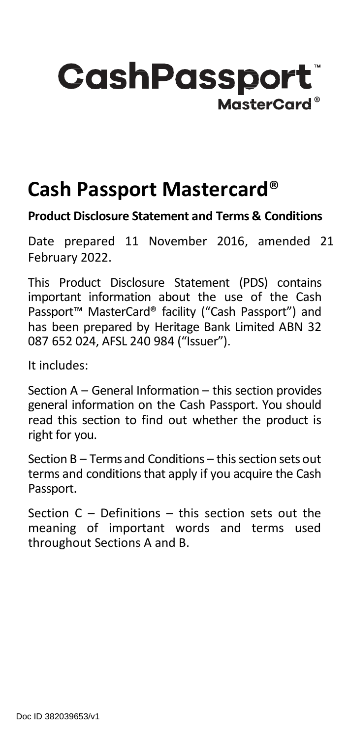# CashPassport™ MasterCard®

## Cash Passport Mastercard®

**Product Disclosure Statement and Terms & Conditions**

Date prepared 11 November 2016, amended 21 February 2022.

This Product Disclosure Statement (PDS) contains important information about the use of the Cash Passport™ MasterCard® facility ("Cash Passport") and has been prepared by Heritage Bank Limited ABN 32 087 652 024, AFSL 240 984 ("Issuer").

It includes:

Section A – General Information – this section provides general information on the Cash Passport. You should read this section to find out whether the product is right for you.

Section B – Terms and Conditions – this section sets out terms and conditions that apply if you acquire the Cash Passport.

Section C – Definitions – this section sets out the meaning of important words and terms used throughout Sections A and B.

Doc ID 382039653/v1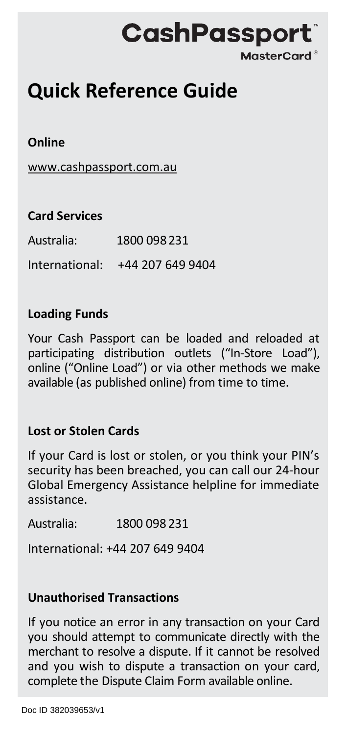**CashPassport™**
**MasterCard®**

# Quick Reference Guide

**Online**

www.cashpassport.com.au

**Card Services**

Australia: 1800 098 231

International: +44 207 649 9404

**Loading Funds**

Your Cash Passport can be loaded and reloaded at participating distribution outlets ("In-Store Load"), online ("Online Load") or via other methods we make available (as published online) from time to time.

**Lost or Stolen Cards**

If your Card is lost or stolen, or you think your PIN's security has been breached, you can call our 24-hour Global Emergency Assistance helpline for immediate assistance.

Australia: 1800 098 231

International: +44 207 649 9404

**Unauthorised Transactions**

If you notice an error in any transaction on your Card you should attempt to communicate directly with the merchant to resolve a dispute. If it cannot be resolved and you wish to dispute a transaction on your card, complete the Dispute Claim Form available online.

Doc ID 382039653/v1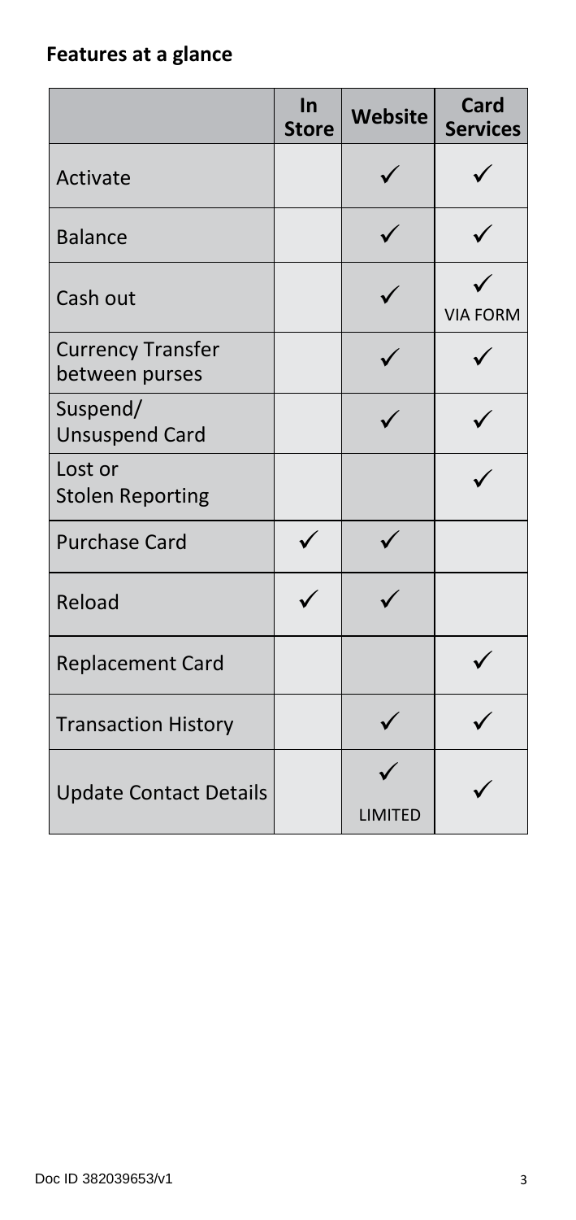## Features at a glance

| | In Store | Website | Card Services |
|---|---|---|---|
| Activate | | ✓ | ✓ |
| Balance | | ✓ | ✓ |
| Cash out | | ✓ | ✓ VIA FORM |
| Currency Transfer between purses | | ✓ | ✓ |
| Suspend/ Unsuspend Card | | ✓ | ✓ |
| Lost or Stolen Reporting | | | ✓ |
| Purchase Card | ✓ | ✓ | |
| Reload | ✓ | ✓ | |
| Replacement Card | | | ✓ |
| Transaction History | | ✓ | ✓ |
| Update Contact Details | | ✓ LIMITED | ✓ |

Doc ID 382039653/v1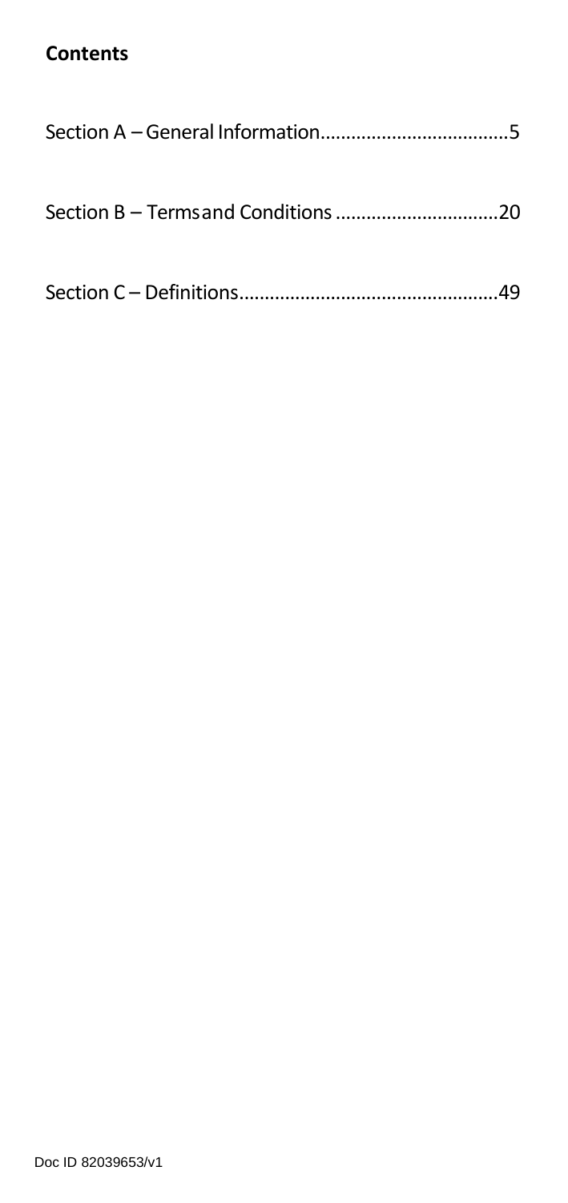**Contents**

Section A – General Information....................................5

Section B – Terms and Conditions ...............................20

Section C – Definitions..................................................49

Doc ID 82039653/v1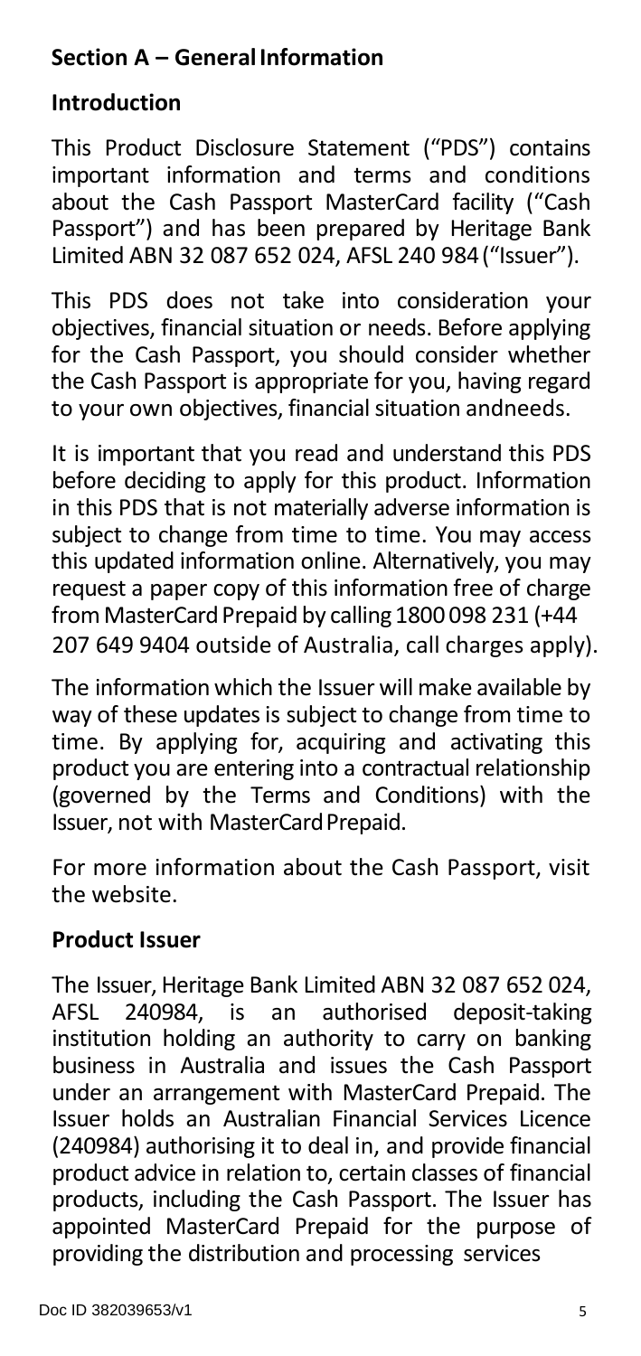## Section A – General Information

### Introduction

This Product Disclosure Statement ("PDS") contains important information and terms and conditions about the Cash Passport MasterCard facility ("Cash Passport") and has been prepared by Heritage Bank Limited ABN 32 087 652 024, AFSL 240 984 ("Issuer").

This PDS does not take into consideration your objectives, financial situation or needs. Before applying for the Cash Passport, you should consider whether the Cash Passport is appropriate for you, having regard to your own objectives, financial situation andneeds.

It is important that you read and understand this PDS before deciding to apply for this product. Information in this PDS that is not materially adverse information is subject to change from time to time. You may access this updated information online. Alternatively, you may request a paper copy of this information free of charge from MasterCard Prepaid by calling 1800 098 231 (+44 207 649 9404 outside of Australia, call charges apply).

The information which the Issuer will make available by way of these updates is subject to change from time to time. By applying for, acquiring and activating this product you are entering into a contractual relationship (governed by the Terms and Conditions) with the Issuer, not with MasterCard Prepaid.

For more information about the Cash Passport, visit the website.

### Product Issuer

The Issuer, Heritage Bank Limited ABN 32 087 652 024, AFSL 240984, is an authorised deposit-taking institution holding an authority to carry on banking business in Australia and issues the Cash Passport under an arrangement with MasterCard Prepaid. The Issuer holds an Australian Financial Services Licence (240984) authorising it to deal in, and provide financial product advice in relation to, certain classes of financial products, including the Cash Passport. The Issuer has appointed MasterCard Prepaid for the purpose of providing the distribution and processing services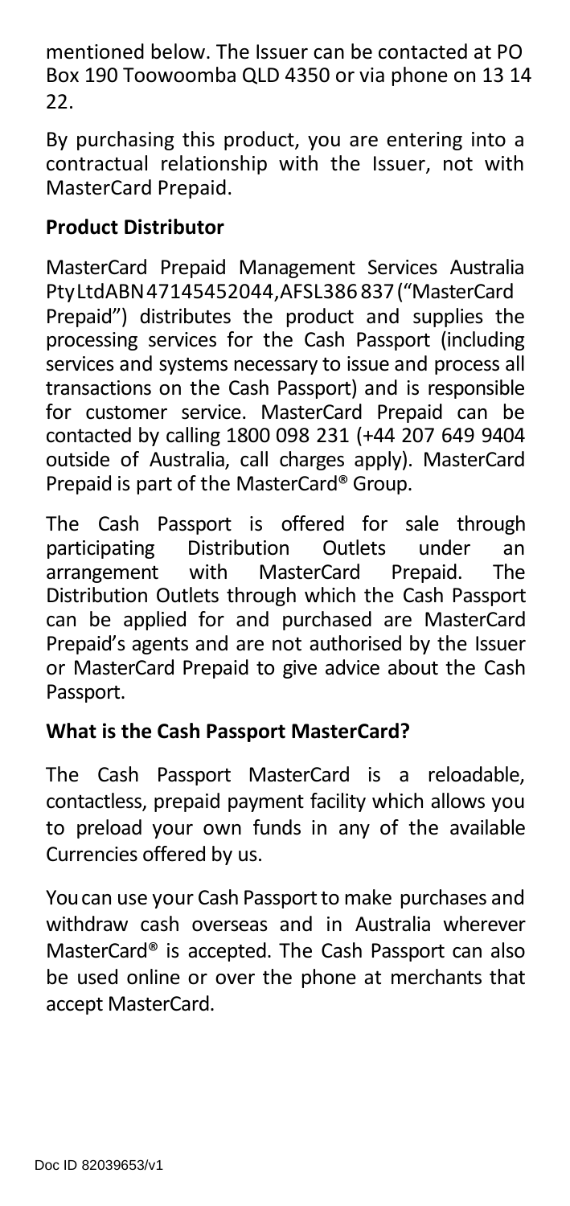mentioned below. The Issuer can be contacted at PO Box 190 Toowoomba QLD 4350 or via phone on 13 14 22.

By purchasing this product, you are entering into a contractual relationship with the Issuer, not with MasterCard Prepaid.

**Product Distributor**

MasterCard Prepaid Management Services Australia Pty Ltd ABN 47145452044, AFSL 386 837 ("MasterCard Prepaid") distributes the product and supplies the processing services for the Cash Passport (including services and systems necessary to issue and process all transactions on the Cash Passport) and is responsible for customer service. MasterCard Prepaid can be contacted by calling 1800 098 231 (+44 207 649 9404 outside of Australia, call charges apply). MasterCard Prepaid is part of the MasterCard® Group.

The Cash Passport is offered for sale through participating Distribution Outlets under an arrangement with MasterCard Prepaid. The Distribution Outlets through which the Cash Passport can be applied for and purchased are MasterCard Prepaid's agents and are not authorised by the Issuer or MasterCard Prepaid to give advice about the Cash Passport.

**What is the Cash Passport MasterCard?**

The Cash Passport MasterCard is a reloadable, contactless, prepaid payment facility which allows you to preload your own funds in any of the available Currencies offered by us.

You can use your Cash Passport to make purchases and withdraw cash overseas and in Australia wherever MasterCard® is accepted. The Cash Passport can also be used online or over the phone at merchants that accept MasterCard.

Doc ID 82039653/v1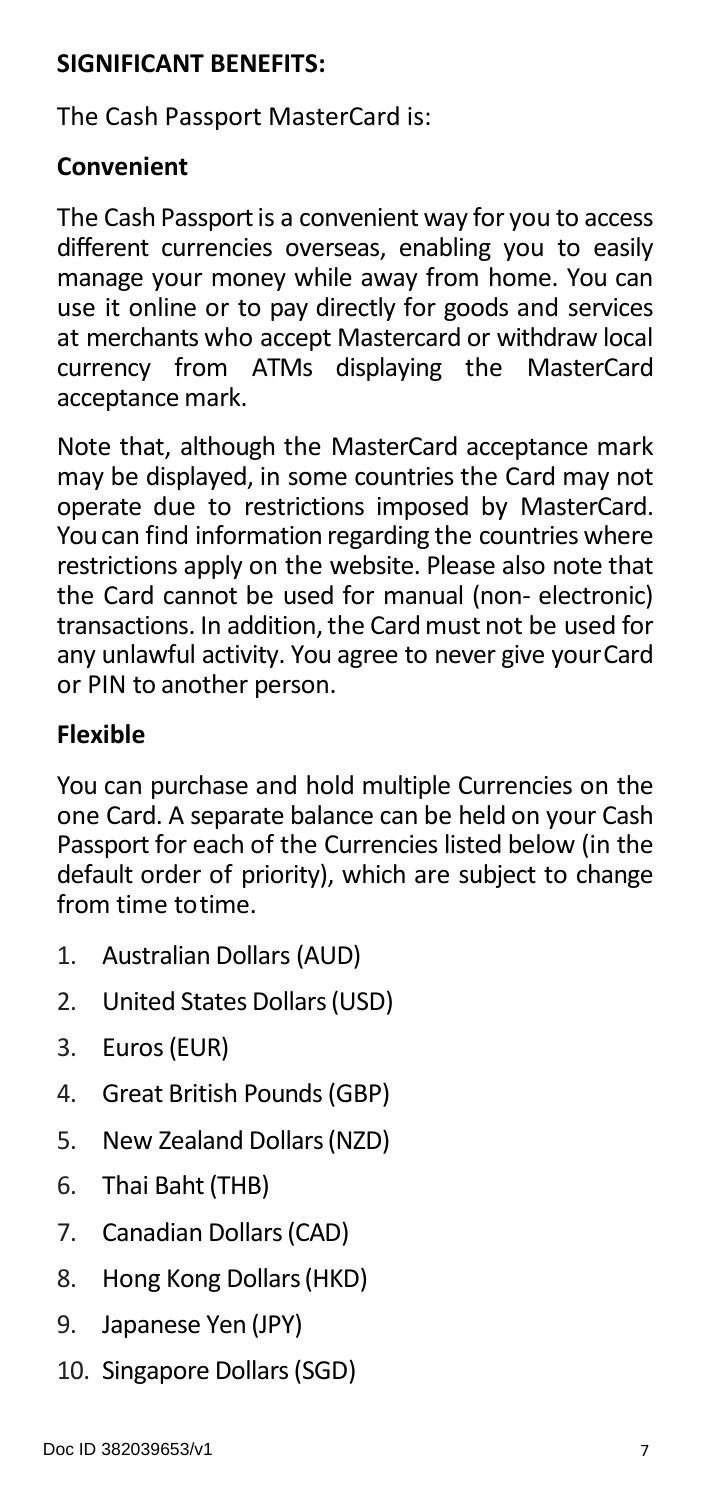**SIGNIFICANT BENEFITS:**

The Cash Passport MasterCard is:

**Convenient**

The Cash Passport is a convenient way for you to access different currencies overseas, enabling you to easily manage your money while away from home. You can use it online or to pay directly for goods and services at merchants who accept Mastercard or withdraw local currency from ATMs displaying the MasterCard acceptance mark.

Note that, although the MasterCard acceptance mark may be displayed, in some countries the Card may not operate due to restrictions imposed by MasterCard. You can find information regarding the countries where restrictions apply on the website. Please also note that the Card cannot be used for manual (non- electronic) transactions. In addition, the Card must not be used for any unlawful activity. You agree to never give your Card or PIN to another person.

**Flexible**

You can purchase and hold multiple Currencies on the one Card. A separate balance can be held on your Cash Passport for each of the Currencies listed below (in the default order of priority), which are subject to change from time to time.

1. Australian Dollars (AUD)
2. United States Dollars (USD)
3. Euros (EUR)
4. Great British Pounds (GBP)
5. New Zealand Dollars (NZD)
6. Thai Baht (THB)
7. Canadian Dollars (CAD)
8. Hong Kong Dollars (HKD)
9. Japanese Yen (JPY)
10. Singapore Dollars (SGD)

Doc ID 382039653/v1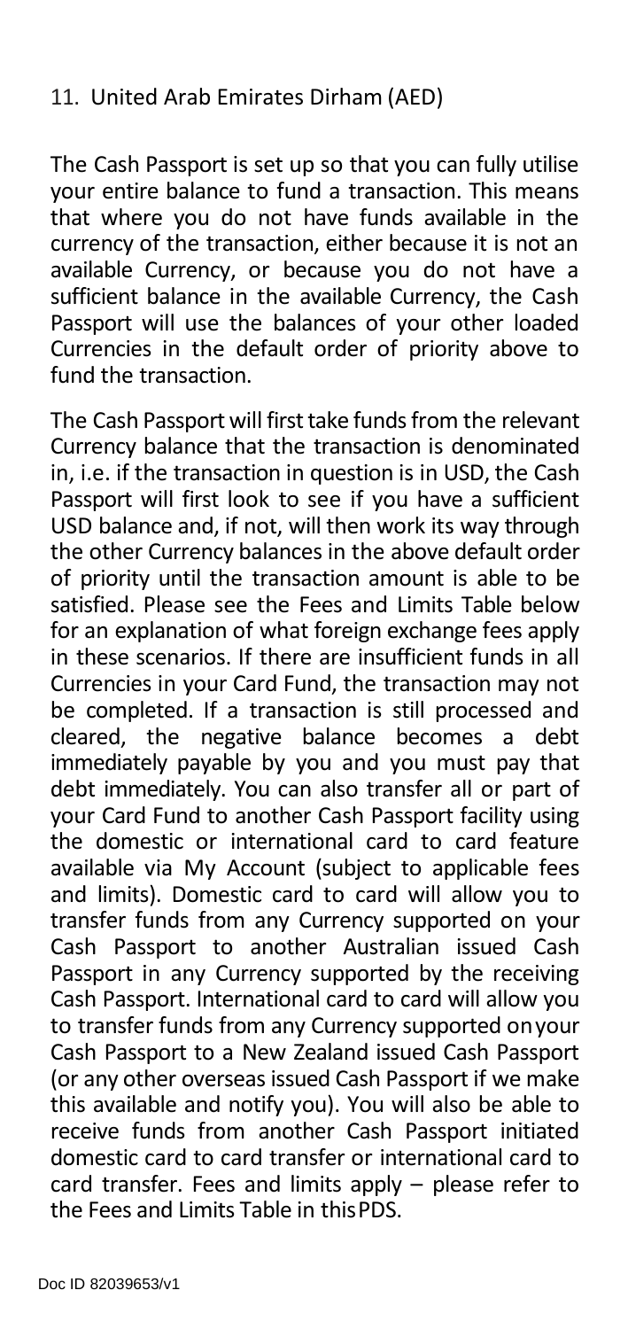11. United Arab Emirates Dirham (AED)

The Cash Passport is set up so that you can fully utilise your entire balance to fund a transaction. This means that where you do not have funds available in the currency of the transaction, either because it is not an available Currency, or because you do not have a sufficient balance in the available Currency, the Cash Passport will use the balances of your other loaded Currencies in the default order of priority above to fund the transaction.

The Cash Passport will first take funds from the relevant Currency balance that the transaction is denominated in, i.e. if the transaction in question is in USD, the Cash Passport will first look to see if you have a sufficient USD balance and, if not, will then work its way through the other Currency balances in the above default order of priority until the transaction amount is able to be satisfied. Please see the Fees and Limits Table below for an explanation of what foreign exchange fees apply in these scenarios. If there are insufficient funds in all Currencies in your Card Fund, the transaction may not be completed. If a transaction is still processed and cleared, the negative balance becomes a debt immediately payable by you and you must pay that debt immediately. You can also transfer all or part of your Card Fund to another Cash Passport facility using the domestic or international card to card feature available via My Account (subject to applicable fees and limits). Domestic card to card will allow you to transfer funds from any Currency supported on your Cash Passport to another Australian issued Cash Passport in any Currency supported by the receiving Cash Passport. International card to card will allow you to transfer funds from any Currency supported on your Cash Passport to a New Zealand issued Cash Passport (or any other overseas issued Cash Passport if we make this available and notify you). You will also be able to receive funds from another Cash Passport initiated domestic card to card transfer or international card to card transfer. Fees and limits apply – please refer to the Fees and Limits Table in this PDS.

Doc ID 82039653/v1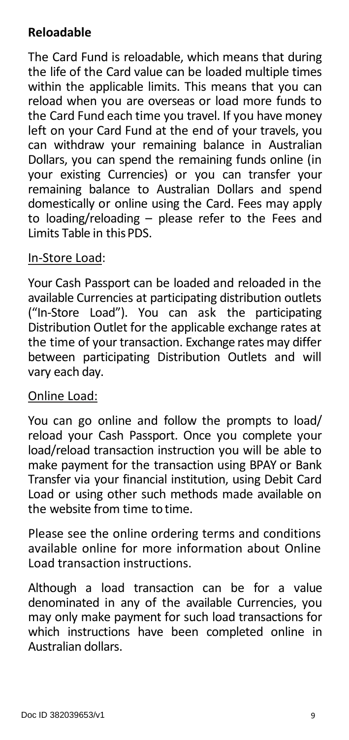**Reloadable**

The Card Fund is reloadable, which means that during the life of the Card value can be loaded multiple times within the applicable limits. This means that you can reload when you are overseas or load more funds to the Card Fund each time you travel. If you have money left on your Card Fund at the end of your travels, you can withdraw your remaining balance in Australian Dollars, you can spend the remaining funds online (in your existing Currencies) or you can transfer your remaining balance to Australian Dollars and spend domestically or online using the Card. Fees may apply to loading/reloading – please refer to the Fees and Limits Table in this PDS.

<u>In-Store Load</u>:

Your Cash Passport can be loaded and reloaded in the available Currencies at participating distribution outlets ("In-Store Load"). You can ask the participating Distribution Outlet for the applicable exchange rates at the time of your transaction. Exchange rates may differ between participating Distribution Outlets and will vary each day.

<u>Online Load:</u>

You can go online and follow the prompts to load/ reload your Cash Passport. Once you complete your load/reload transaction instruction you will be able to make payment for the transaction using BPAY or Bank Transfer via your financial institution, using Debit Card Load or using other such methods made available on the website from time to time.

Please see the online ordering terms and conditions available online for more information about Online Load transaction instructions.

Although a load transaction can be for a value denominated in any of the available Currencies, you may only make payment for such load transactions for which instructions have been completed online in Australian dollars.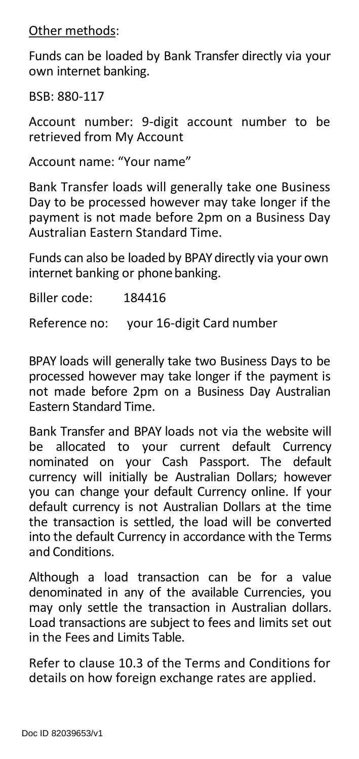<u>Other methods</u>:

Funds can be loaded by Bank Transfer directly via your own internet banking.

BSB: 880-117

Account number: 9-digit account number to be retrieved from My Account

Account name: "Your name"

Bank Transfer loads will generally take one Business Day to be processed however may take longer if the payment is not made before 2pm on a Business Day Australian Eastern Standard Time.

Funds can also be loaded by BPAY directly via your own internet banking or phone banking.

Biller code: 184416

Reference no: your 16-digit Card number

BPAY loads will generally take two Business Days to be processed however may take longer if the payment is not made before 2pm on a Business Day Australian Eastern Standard Time.

Bank Transfer and BPAY loads not via the website will be allocated to your current default Currency nominated on your Cash Passport. The default currency will initially be Australian Dollars; however you can change your default Currency online. If your default currency is not Australian Dollars at the time the transaction is settled, the load will be converted into the default Currency in accordance with the Terms and Conditions.

Although a load transaction can be for a value denominated in any of the available Currencies, you may only settle the transaction in Australian dollars. Load transactions are subject to fees and limits set out in the Fees and Limits Table.

Refer to clause 10.3 of the Terms and Conditions for details on how foreign exchange rates are applied.

Doc ID 82039653/v1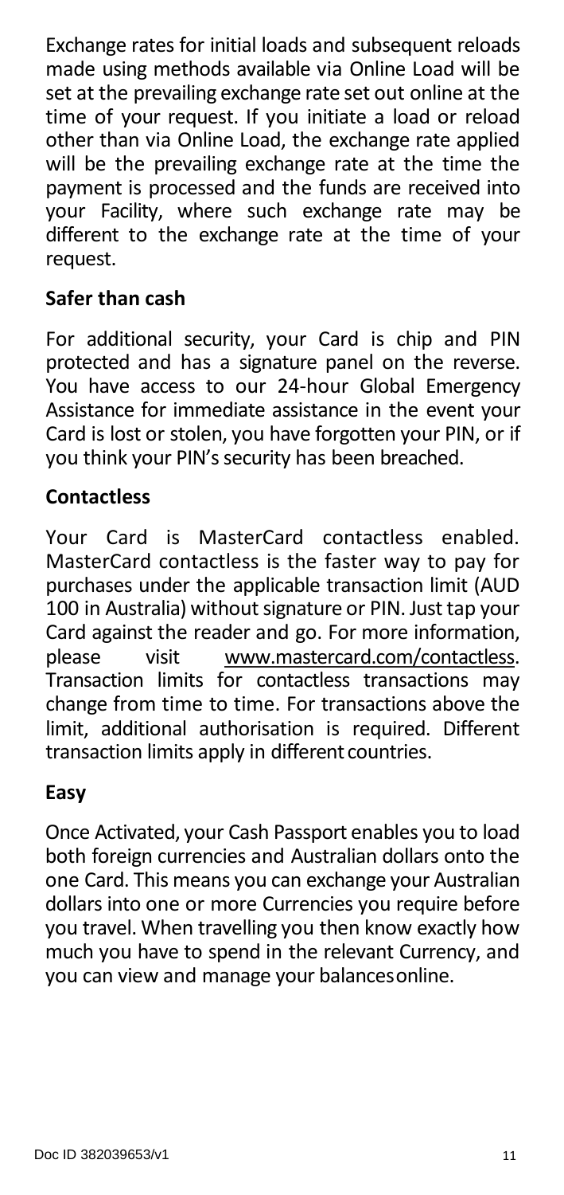Exchange rates for initial loads and subsequent reloads made using methods available via Online Load will be set at the prevailing exchange rate set out online at the time of your request. If you initiate a load or reload other than via Online Load, the exchange rate applied will be the prevailing exchange rate at the time the payment is processed and the funds are received into your Facility, where such exchange rate may be different to the exchange rate at the time of your request.

## Safer than cash

For additional security, your Card is chip and PIN protected and has a signature panel on the reverse. You have access to our 24-hour Global Emergency Assistance for immediate assistance in the event your Card is lost or stolen, you have forgotten your PIN, or if you think your PIN's security has been breached.

## Contactless

Your Card is MasterCard contactless enabled. MasterCard contactless is the faster way to pay for purchases under the applicable transaction limit (AUD 100 in Australia) without signature or PIN. Just tap your Card against the reader and go. For more information, please visit www.mastercard.com/contactless. Transaction limits for contactless transactions may change from time to time. For transactions above the limit, additional authorisation is required. Different transaction limits apply in different countries.

## Easy

Once Activated, your Cash Passport enables you to load both foreign currencies and Australian dollars onto the one Card. This means you can exchange your Australian dollars into one or more Currencies you require before you travel. When travelling you then know exactly how much you have to spend in the relevant Currency, and you can view and manage your balances online.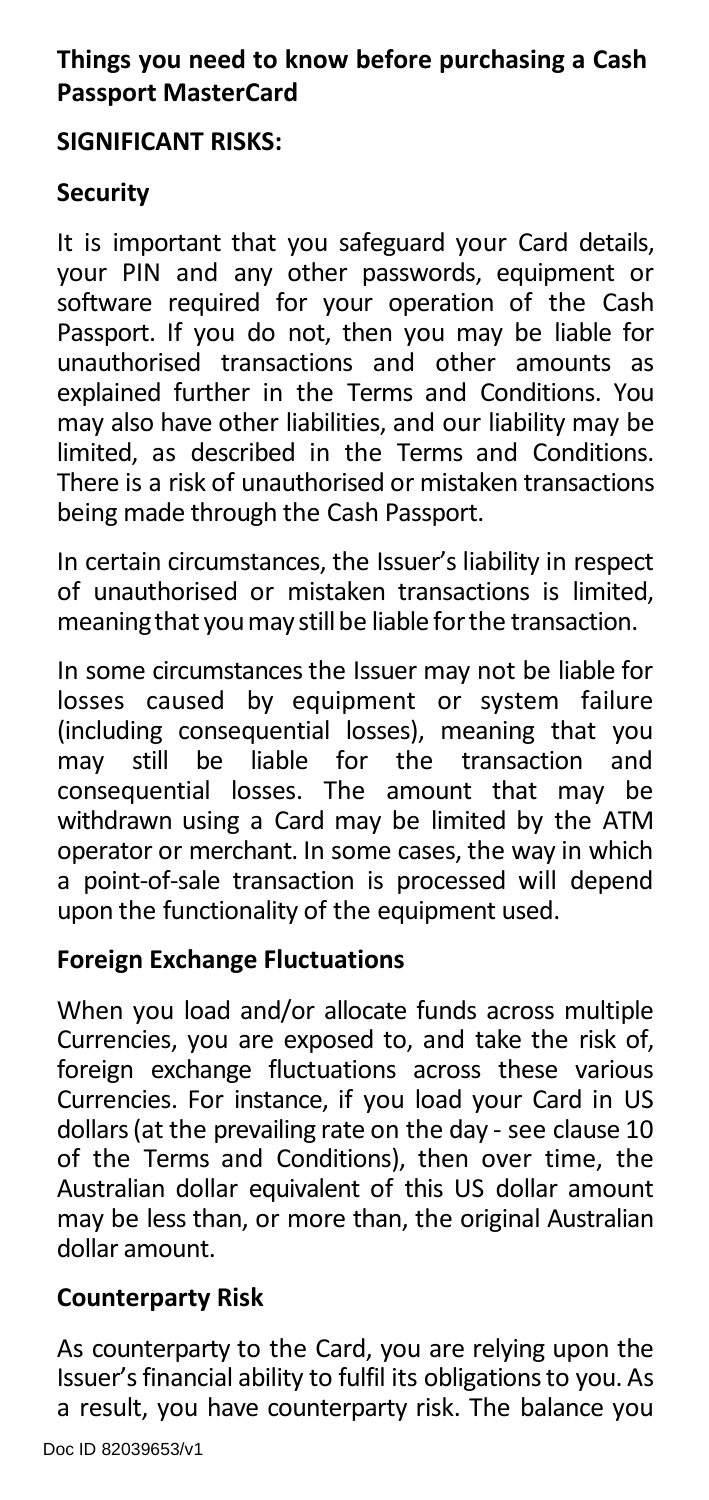## Things you need to know before purchasing a Cash Passport MasterCard

### SIGNIFICANT RISKS:

### Security

It is important that you safeguard your Card details, your PIN and any other passwords, equipment or software required for your operation of the Cash Passport. If you do not, then you may be liable for unauthorised transactions and other amounts as explained further in the Terms and Conditions. You may also have other liabilities, and our liability may be limited, as described in the Terms and Conditions. There is a risk of unauthorised or mistaken transactions being made through the Cash Passport.

In certain circumstances, the Issuer's liability in respect of unauthorised or mistaken transactions is limited, meaning that you may still be liable for the transaction.

In some circumstances the Issuer may not be liable for losses caused by equipment or system failure (including consequential losses), meaning that you may still be liable for the transaction and consequential losses. The amount that may be withdrawn using a Card may be limited by the ATM operator or merchant. In some cases, the way in which a point-of-sale transaction is processed will depend upon the functionality of the equipment used.

### Foreign Exchange Fluctuations

When you load and/or allocate funds across multiple Currencies, you are exposed to, and take the risk of, foreign exchange fluctuations across these various Currencies. For instance, if you load your Card in US dollars (at the prevailing rate on the day - see clause 10 of the Terms and Conditions), then over time, the Australian dollar equivalent of this US dollar amount may be less than, or more than, the original Australian dollar amount.

### Counterparty Risk

As counterparty to the Card, you are relying upon the Issuer's financial ability to fulfil its obligations to you. As a result, you have counterparty risk. The balance you

Doc ID 82039653/v1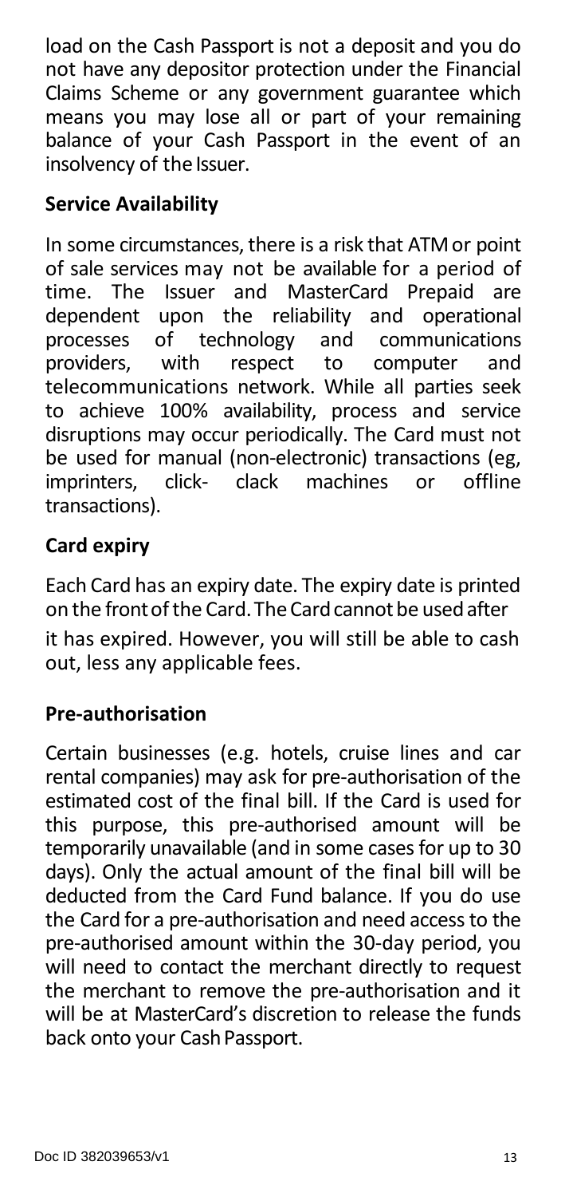load on the Cash Passport is not a deposit and you do not have any depositor protection under the Financial Claims Scheme or any government guarantee which means you may lose all or part of your remaining balance of your Cash Passport in the event of an insolvency of the Issuer.

**Service Availability**

In some circumstances, there is a risk that ATM or point of sale services may not be available for a period of time. The Issuer and MasterCard Prepaid are dependent upon the reliability and operational processes of technology and communications providers, with respect to computer and telecommunications network. While all parties seek to achieve 100% availability, process and service disruptions may occur periodically. The Card must not be used for manual (non-electronic) transactions (eg, imprinters, click- clack machines or offline transactions).

**Card expiry**

Each Card has an expiry date. The expiry date is printed on the front of the Card. The Card cannot be used after it has expired. However, you will still be able to cash out, less any applicable fees.

**Pre-authorisation**

Certain businesses (e.g. hotels, cruise lines and car rental companies) may ask for pre-authorisation of the estimated cost of the final bill. If the Card is used for this purpose, this pre-authorised amount will be temporarily unavailable (and in some cases for up to 30 days). Only the actual amount of the final bill will be deducted from the Card Fund balance. If you do use the Card for a pre-authorisation and need access to the pre-authorised amount within the 30-day period, you will need to contact the merchant directly to request the merchant to remove the pre-authorisation and it will be at MasterCard's discretion to release the funds back onto your Cash Passport.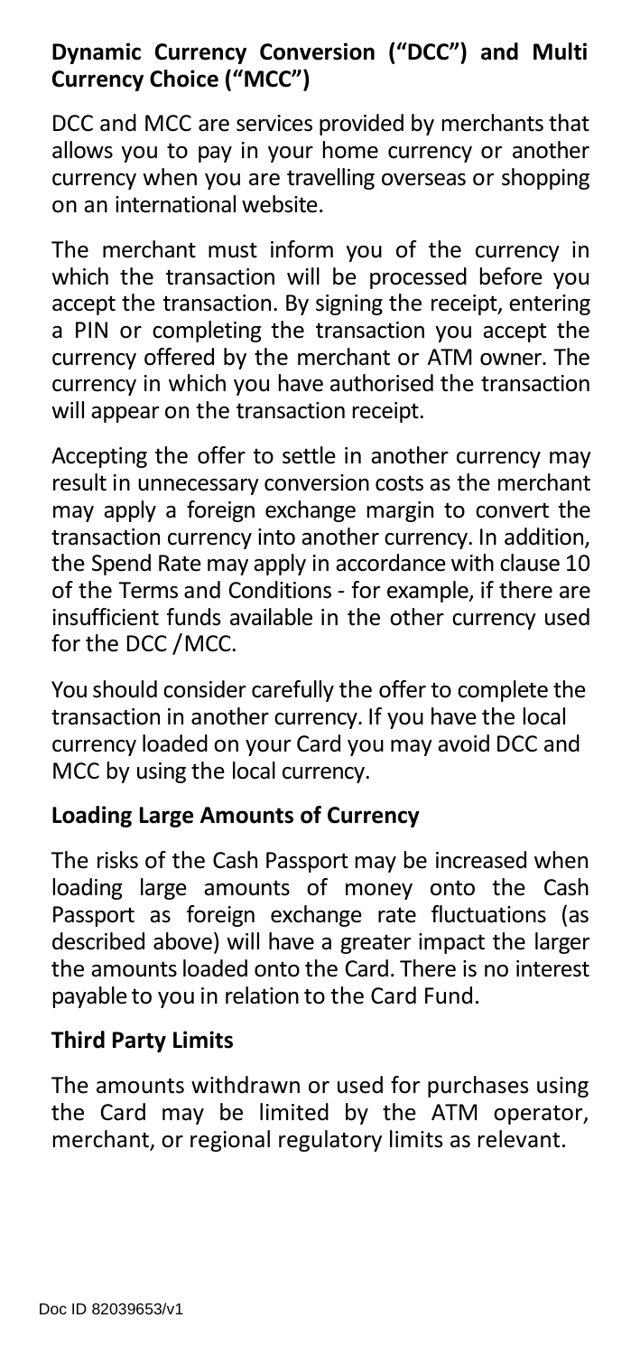## Dynamic Currency Conversion ("DCC") and Multi Currency Choice ("MCC")

DCC and MCC are services provided by merchants that allows you to pay in your home currency or another currency when you are travelling overseas or shopping on an international website.

The merchant must inform you of the currency in which the transaction will be processed before you accept the transaction. By signing the receipt, entering a PIN or completing the transaction you accept the currency offered by the merchant or ATM owner. The currency in which you have authorised the transaction will appear on the transaction receipt.

Accepting the offer to settle in another currency may result in unnecessary conversion costs as the merchant may apply a foreign exchange margin to convert the transaction currency into another currency. In addition, the Spend Rate may apply in accordance with clause 10 of the Terms and Conditions - for example, if there are insufficient funds available in the other currency used for the DCC /MCC.

You should consider carefully the offer to complete the transaction in another currency. If you have the local currency loaded on your Card you may avoid DCC and MCC by using the local currency.

## Loading Large Amounts of Currency

The risks of the Cash Passport may be increased when loading large amounts of money onto the Cash Passport as foreign exchange rate fluctuations (as described above) will have a greater impact the larger the amounts loaded onto the Card. There is no interest payable to you in relation to the Card Fund.

## Third Party Limits

The amounts withdrawn or used for purchases using the Card may be limited by the ATM operator, merchant, or regional regulatory limits as relevant.

Doc ID 82039653/v1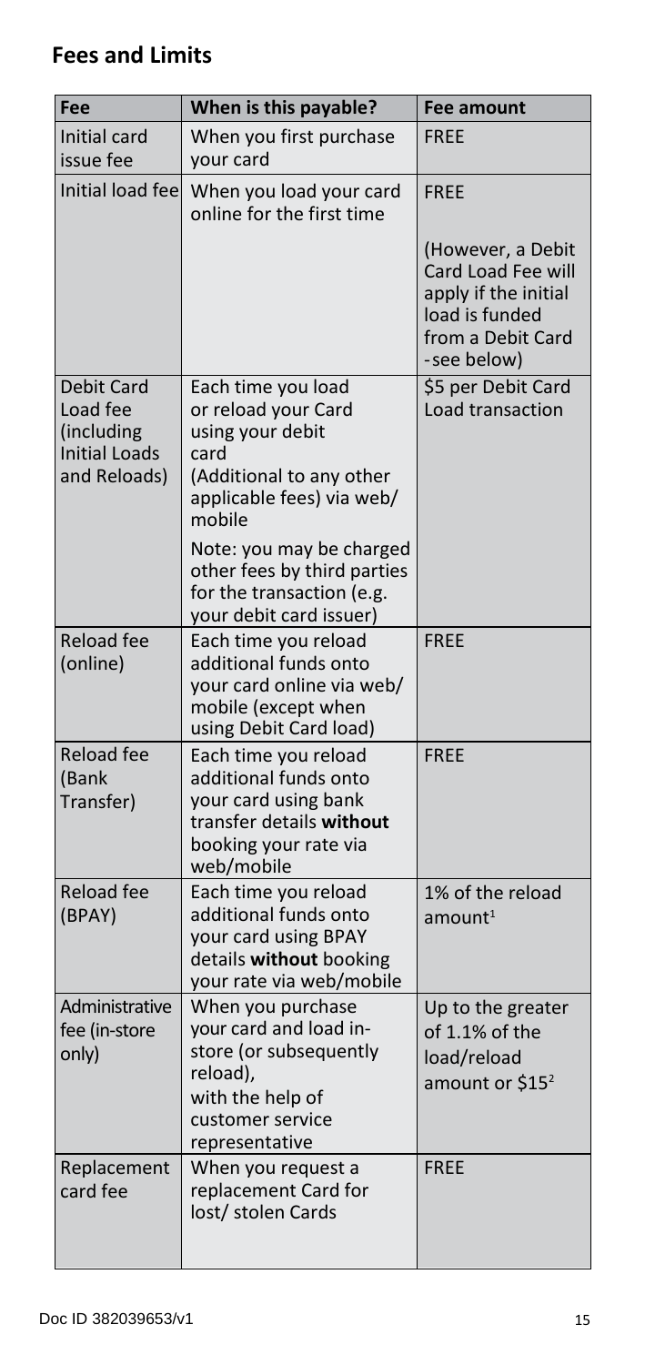## Fees and Limits

| Fee | When is this payable? | Fee amount |
|---|---|---|
| Initial card issue fee | When you first purchase your card | FREE |
| Initial load fee | When you load your card online for the first time | FREE<br><br>(However, a Debit Card Load Fee will apply if the initial load is funded from a Debit Card -see below) |
| Debit Card Load fee (including Initial Loads and Reloads) | Each time you load or reload your Card using your debit card (Additional to any other applicable fees) via web/ mobile<br><br>Note: you may be charged other fees by third parties for the transaction (e.g. your debit card issuer) | $5 per Debit Card Load transaction |
| Reload fee (online) | Each time you reload additional funds onto your card online via web/ mobile (except when using Debit Card load) | FREE |
| Reload fee (Bank Transfer) | Each time you reload additional funds onto your card using bank transfer details **without** booking your rate via web/mobile | FREE |
| Reload fee (BPAY) | Each time you reload additional funds onto your card using BPAY details **without** booking your rate via web/mobile | 1% of the reload amount[1] |
| Administrative fee (in-store only) | When you purchase your card and load in-store (or subsequently reload), with the help of customer service representative | Up to the greater of 1.1% of the load/reload amount or $15[2] |
| Replacement card fee | When you request a replacement Card for lost/ stolen Cards | FREE |

Doc ID 382039653/v1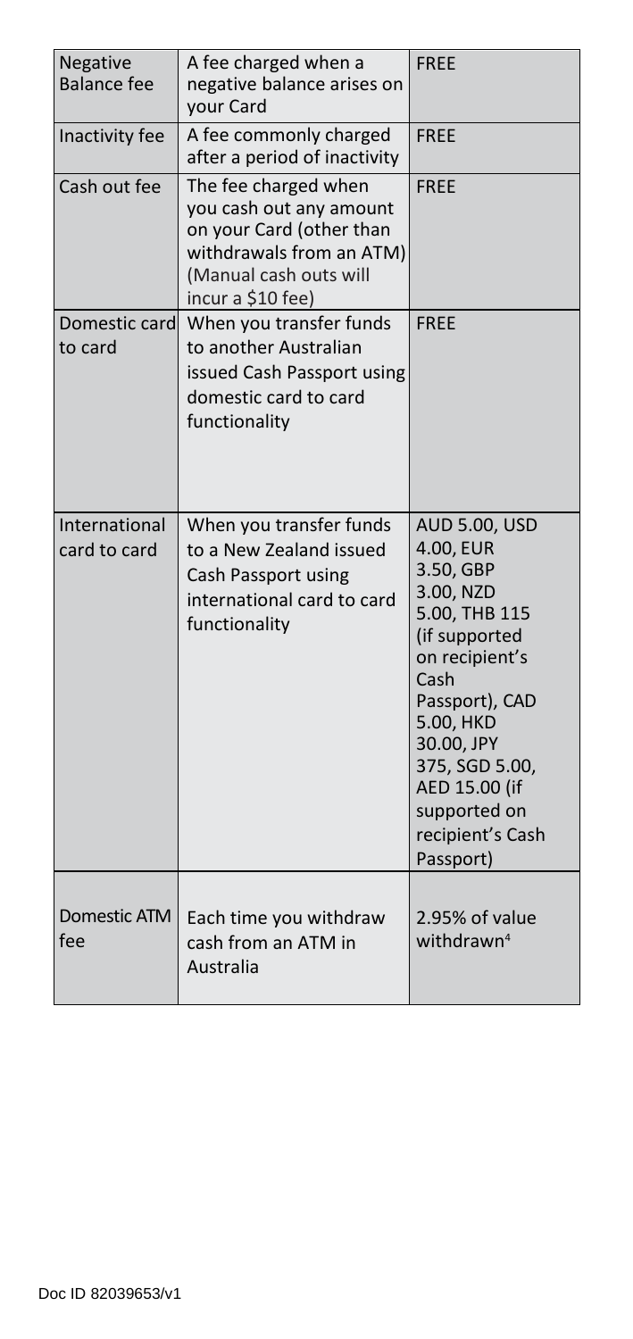| Negative Balance fee | A fee charged when a negative balance arises on your Card | FREE |
|---|---|---|
| Inactivity fee | A fee commonly charged after a period of inactivity | FREE |
| Cash out fee | The fee charged when you cash out any amount on your Card (other than withdrawals from an ATM) (Manual cash outs will incur a $10 fee) | FREE |
| Domestic card to card | When you transfer funds to another Australian issued Cash Passport using domestic card to card functionality | FREE |
| International card to card | When you transfer funds to a New Zealand issued Cash Passport using international card to card functionality | AUD 5.00, USD 4.00, EUR 3.50, GBP 3.00, NZD 5.00, THB 115 (if supported on recipient's Cash Passport), CAD 5.00, HKD 30.00, JPY 375, SGD 5.00, AED 15.00 (if supported on recipient's Cash Passport) |
| Domestic ATM fee | Each time you withdraw cash from an ATM in Australia | 2.95% of value withdrawn[4] |

Doc ID 82039653/v1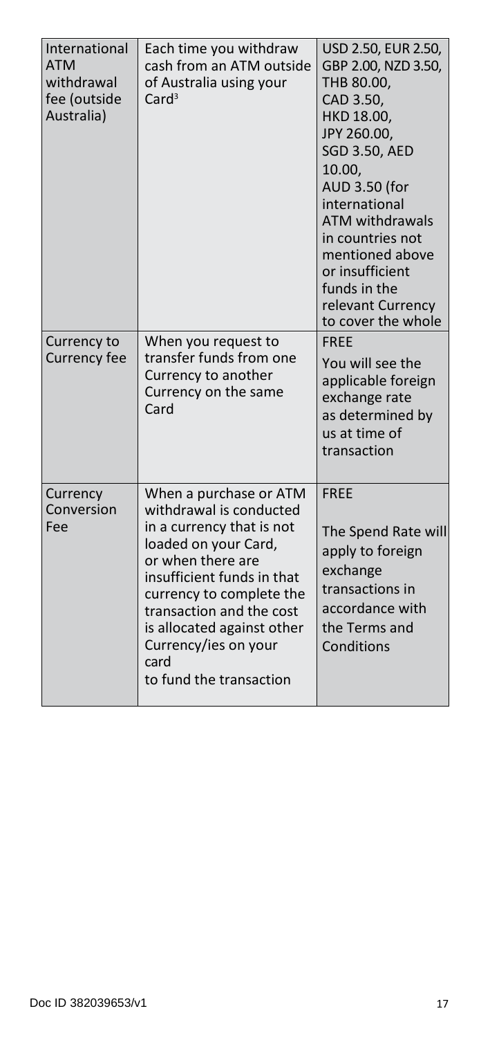| International ATM withdrawal fee (outside Australia) | Each time you withdraw cash from an ATM outside of Australia using your Card[3] | USD 2.50, EUR 2.50, GBP 2.00, NZD 3.50, THB 80.00, CAD 3.50, HKD 18.00, JPY 260.00, SGD 3.50, AED 10.00, AUD 3.50 (for international ATM withdrawals in countries not mentioned above or insufficient funds in the relevant Currency to cover the whole |
|---|---|---|
| Currency to Currency fee | When you request to transfer funds from one Currency to another Currency on the same Card | FREE<br>You will see the applicable foreign exchange rate as determined by us at time of transaction |
| Currency Conversion Fee | When a purchase or ATM withdrawal is conducted in a currency that is not loaded on your Card, or when there are insufficient funds in that currency to complete the transaction and the cost is allocated against other Currency/ies on your card to fund the transaction | FREE<br>The Spend Rate will apply to foreign exchange transactions in accordance with the Terms and Conditions |

Doc ID 382039653/v1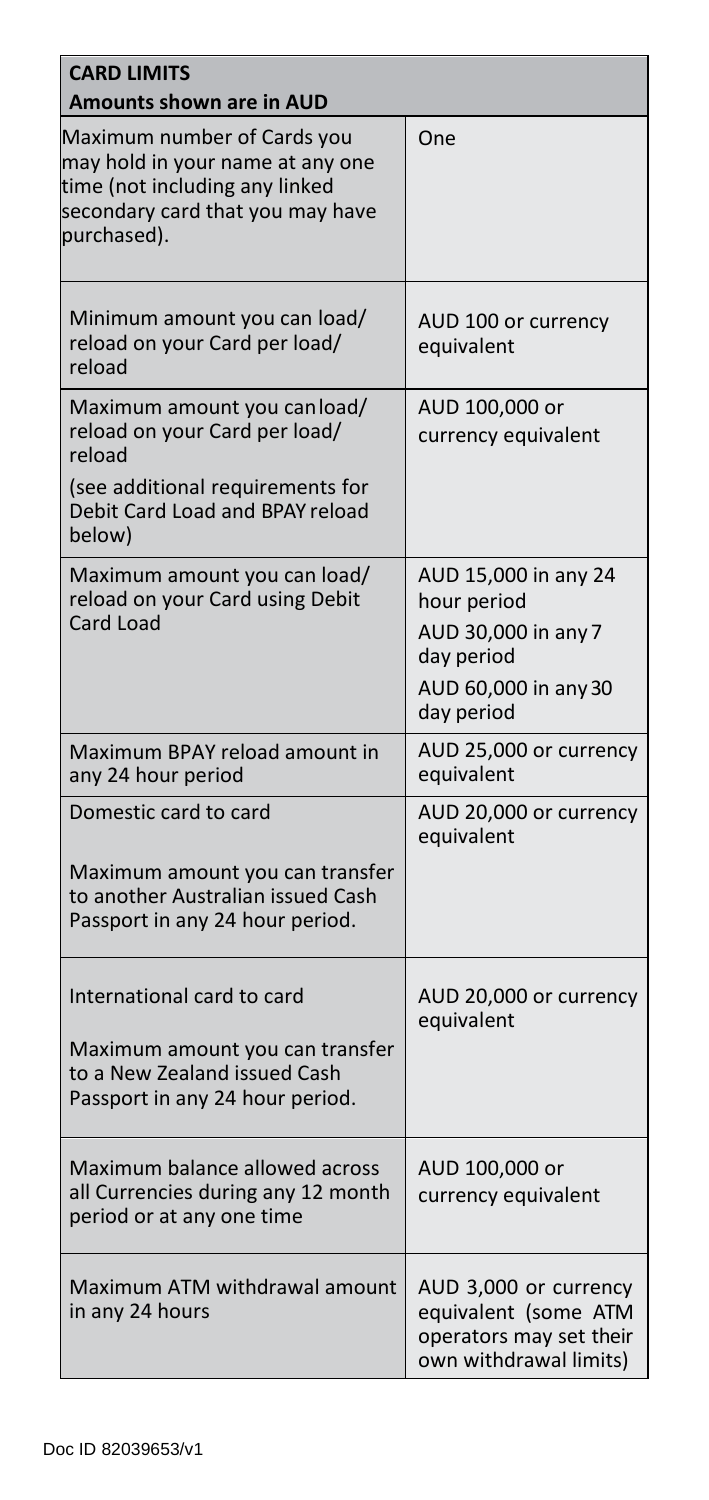| CARD LIMITS<br>Amounts shown are in AUD | |
|---|---|
| Maximum number of Cards you may hold in your name at any one time (not including any linked secondary card that you may have purchased). | One |
| Minimum amount you can load/ reload on your Card per load/ reload | AUD 100 or currency equivalent |
| Maximum amount you can load/ reload on your Card per load/ reload<br>(see additional requirements for Debit Card Load and BPAY reload below) | AUD 100,000 or currency equivalent |
| Maximum amount you can load/ reload on your Card using Debit Card Load | AUD 15,000 in any 24 hour period<br>AUD 30,000 in any 7 day period<br>AUD 60,000 in any 30 day period |
| Maximum BPAY reload amount in any 24 hour period | AUD 25,000 or currency equivalent |
| Domestic card to card<br>Maximum amount you can transfer to another Australian issued Cash Passport in any 24 hour period. | AUD 20,000 or currency equivalent |
| International card to card<br>Maximum amount you can transfer to a New Zealand issued Cash Passport in any 24 hour period. | AUD 20,000 or currency equivalent |
| Maximum balance allowed across all Currencies during any 12 month period or at any one time | AUD 100,000 or currency equivalent |
| Maximum ATM withdrawal amount in any 24 hours | AUD 3,000 or currency equivalent (some ATM operators may set their own withdrawal limits) |

Doc ID 82039653/v1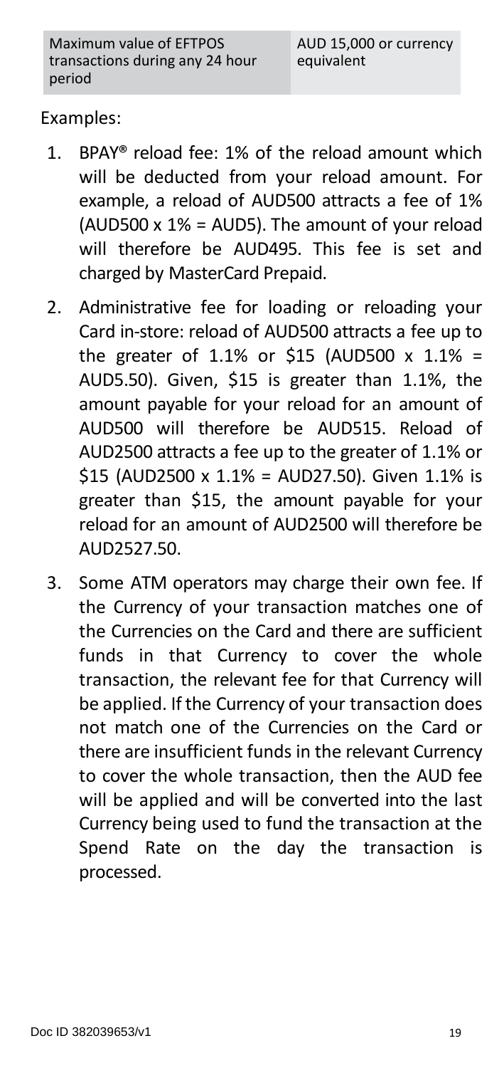| Maximum value of EFTPOS transactions during any 24 hour period | AUD 15,000 or currency equivalent |
|---|---|

Examples:

1. BPAY® reload fee: 1% of the reload amount which will be deducted from your reload amount. For example, a reload of AUD500 attracts a fee of 1% (AUD500 x 1% = AUD5). The amount of your reload will therefore be AUD495. This fee is set and charged by MasterCard Prepaid.
2. Administrative fee for loading or reloading your Card in-store: reload of AUD500 attracts a fee up to the greater of 1.1% or $15 (AUD500 x 1.1% = AUD5.50). Given, $15 is greater than 1.1%, the amount payable for your reload for an amount of AUD500 will therefore be AUD515. Reload of AUD2500 attracts a fee up to the greater of 1.1% or $15 (AUD2500 x 1.1% = AUD27.50). Given 1.1% is greater than $15, the amount payable for your reload for an amount of AUD2500 will therefore be AUD2527.50.
3. Some ATM operators may charge their own fee. If the Currency of your transaction matches one of the Currencies on the Card and there are sufficient funds in that Currency to cover the whole transaction, the relevant fee for that Currency will be applied. If the Currency of your transaction does not match one of the Currencies on the Card or there are insufficient funds in the relevant Currency to cover the whole transaction, then the AUD fee will be applied and will be converted into the last Currency being used to fund the transaction at the Spend Rate on the day the transaction is processed.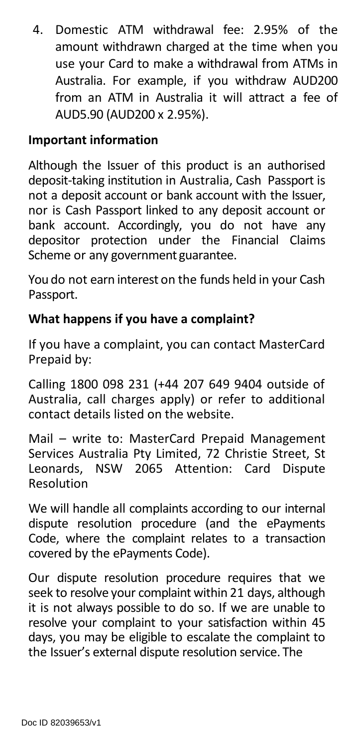4. Domestic ATM withdrawal fee: 2.95% of the amount withdrawn charged at the time when you use your Card to make a withdrawal from ATMs in Australia. For example, if you withdraw AUD200 from an ATM in Australia it will attract a fee of AUD5.90 (AUD200 x 2.95%).

**Important information**

Although the Issuer of this product is an authorised deposit-taking institution in Australia, Cash Passport is not a deposit account or bank account with the Issuer, nor is Cash Passport linked to any deposit account or bank account. Accordingly, you do not have any depositor protection under the Financial Claims Scheme or any government guarantee.

You do not earn interest on the funds held in your Cash Passport.

**What happens if you have a complaint?**

If you have a complaint, you can contact MasterCard Prepaid by:

Calling 1800 098 231 (+44 207 649 9404 outside of Australia, call charges apply) or refer to additional contact details listed on the website.

Mail – write to: MasterCard Prepaid Management Services Australia Pty Limited, 72 Christie Street, St Leonards, NSW 2065 Attention: Card Dispute Resolution

We will handle all complaints according to our internal dispute resolution procedure (and the ePayments Code, where the complaint relates to a transaction covered by the ePayments Code).

Our dispute resolution procedure requires that we seek to resolve your complaint within 21 days, although it is not always possible to do so. If we are unable to resolve your complaint to your satisfaction within 45 days, you may be eligible to escalate the complaint to the Issuer's external dispute resolution service. The

Doc ID 82039653/v1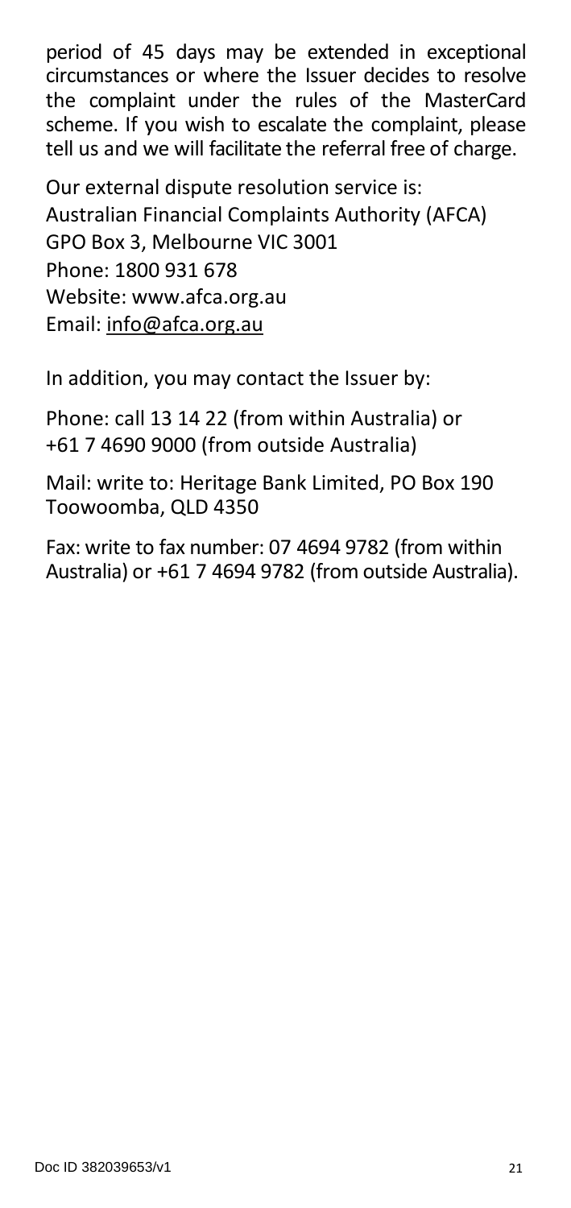period of 45 days may be extended in exceptional circumstances or where the Issuer decides to resolve the complaint under the rules of the MasterCard scheme. If you wish to escalate the complaint, please tell us and we will facilitate the referral free of charge.

Our external dispute resolution service is:
Australian Financial Complaints Authority (AFCA)
GPO Box 3, Melbourne VIC 3001
Phone: 1800 931 678
Website: www.afca.org.au
Email: info@afca.org.au

In addition, you may contact the Issuer by:

Phone: call 13 14 22 (from within Australia) or +61 7 4690 9000 (from outside Australia)

Mail: write to: Heritage Bank Limited, PO Box 190 Toowoomba, QLD 4350

Fax: write to fax number: 07 4694 9782 (from within Australia) or +61 7 4694 9782 (from outside Australia).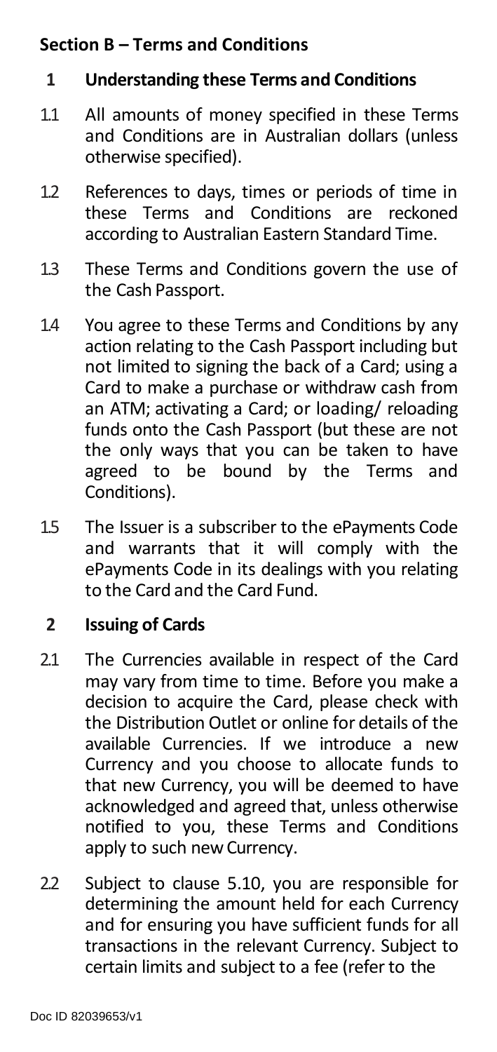## Section B – Terms and Conditions

### 1 Understanding these Terms and Conditions

1.1 All amounts of money specified in these Terms and Conditions are in Australian dollars (unless otherwise specified).

1.2 References to days, times or periods of time in these Terms and Conditions are reckoned according to Australian Eastern Standard Time.

1.3 These Terms and Conditions govern the use of the Cash Passport.

1.4 You agree to these Terms and Conditions by any action relating to the Cash Passport including but not limited to signing the back of a Card; using a Card to make a purchase or withdraw cash from an ATM; activating a Card; or loading/ reloading funds onto the Cash Passport (but these are not the only ways that you can be taken to have agreed to be bound by the Terms and Conditions).

1.5 The Issuer is a subscriber to the ePayments Code and warrants that it will comply with the ePayments Code in its dealings with you relating to the Card and the Card Fund.

### 2 Issuing of Cards

2.1 The Currencies available in respect of the Card may vary from time to time. Before you make a decision to acquire the Card, please check with the Distribution Outlet or online for details of the available Currencies. If we introduce a new Currency and you choose to allocate funds to that new Currency, you will be deemed to have acknowledged and agreed that, unless otherwise notified to you, these Terms and Conditions apply to such new Currency.

2.2 Subject to clause 5.10, you are responsible for determining the amount held for each Currency and for ensuring you have sufficient funds for all transactions in the relevant Currency. Subject to certain limits and subject to a fee (refer to the

Doc ID 82039653/v1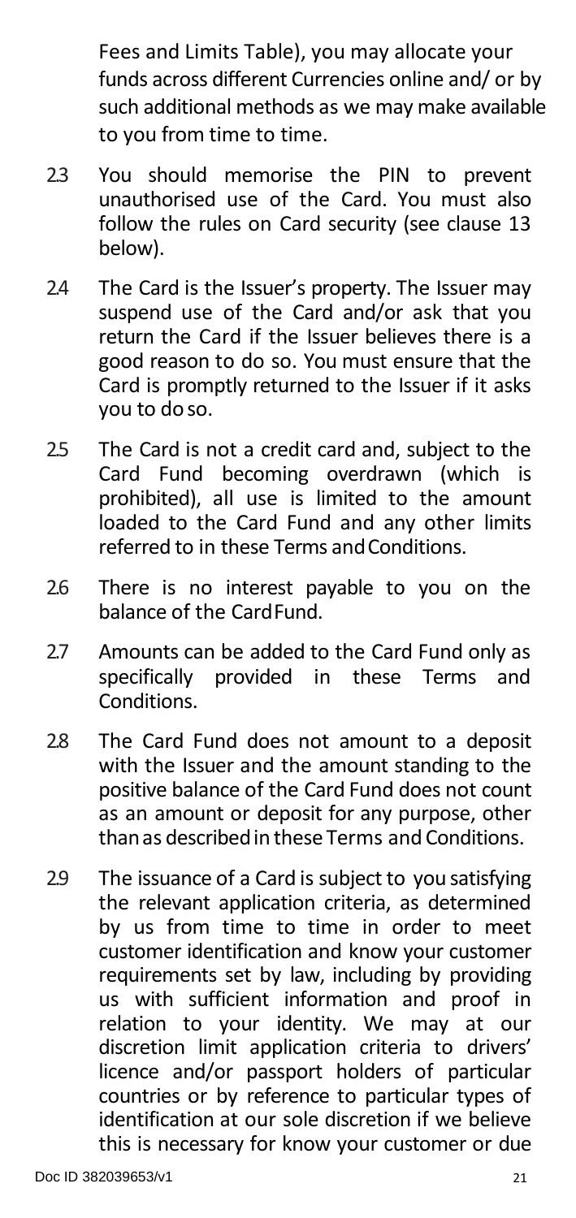Fees and Limits Table), you may allocate your funds across different Currencies online and/ or by such additional methods as we may make available to you from time to time.

2.3 You should memorise the PIN to prevent unauthorised use of the Card. You must also follow the rules on Card security (see clause 13 below).

2.4 The Card is the Issuer's property. The Issuer may suspend use of the Card and/or ask that you return the Card if the Issuer believes there is a good reason to do so. You must ensure that the Card is promptly returned to the Issuer if it asks you to do so.

2.5 The Card is not a credit card and, subject to the Card Fund becoming overdrawn (which is prohibited), all use is limited to the amount loaded to the Card Fund and any other limits referred to in these Terms and Conditions.

2.6 There is no interest payable to you on the balance of the Card Fund.

2.7 Amounts can be added to the Card Fund only as specifically provided in these Terms and Conditions.

2.8 The Card Fund does not amount to a deposit with the Issuer and the amount standing to the positive balance of the Card Fund does not count as an amount or deposit for any purpose, other than as described in these Terms and Conditions.

2.9 The issuance of a Card is subject to you satisfying the relevant application criteria, as determined by us from time to time in order to meet customer identification and know your customer requirements set by law, including by providing us with sufficient information and proof in relation to your identity. We may at our discretion limit application criteria to drivers' licence and/or passport holders of particular countries or by reference to particular types of identification at our sole discretion if we believe this is necessary for know your customer or due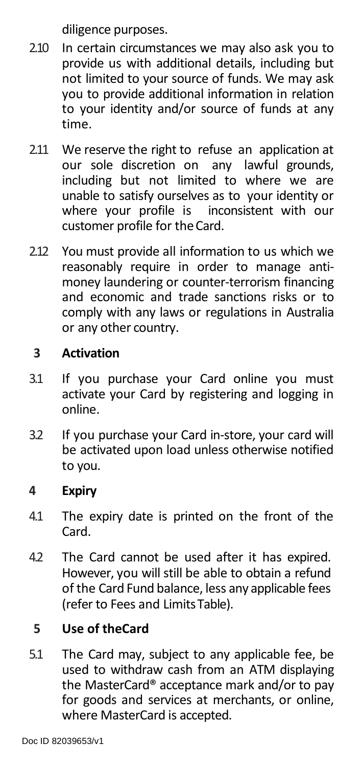diligence purposes.

2.10 In certain circumstances we may also ask you to provide us with additional details, including but not limited to your source of funds. We may ask you to provide additional information in relation to your identity and/or source of funds at any time.

2.11 We reserve the right to refuse an application at our sole discretion on any lawful grounds, including but not limited to where we are unable to satisfy ourselves as to your identity or where your profile is inconsistent with our customer profile for the Card.

2.12 You must provide all information to us which we reasonably require in order to manage anti-money laundering or counter-terrorism financing and economic and trade sanctions risks or to comply with any laws or regulations in Australia or any other country.

## 3 Activation

3.1 If you purchase your Card online you must activate your Card by registering and logging in online.

3.2 If you purchase your Card in-store, your card will be activated upon load unless otherwise notified to you.

## 4 Expiry

4.1 The expiry date is printed on the front of the Card.

4.2 The Card cannot be used after it has expired. However, you will still be able to obtain a refund of the Card Fund balance, less any applicable fees (refer to Fees and Limits Table).

## 5 Use of the Card

5.1 The Card may, subject to any applicable fee, be used to withdraw cash from an ATM displaying the MasterCard® acceptance mark and/or to pay for goods and services at merchants, or online, where MasterCard is accepted.

Doc ID 82039653/v1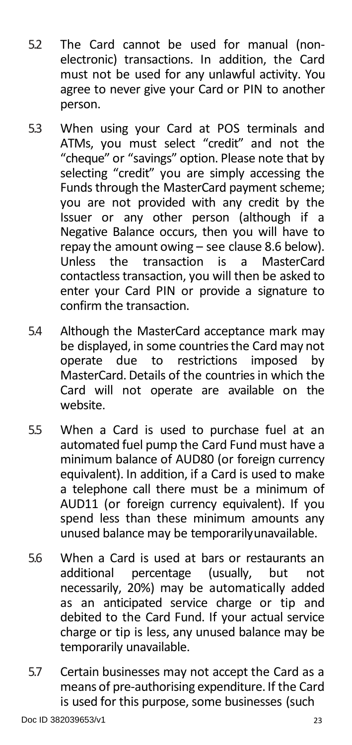5.2 The Card cannot be used for manual (non-electronic) transactions. In addition, the Card must not be used for any unlawful activity. You agree to never give your Card or PIN to another person.

5.3 When using your Card at POS terminals and ATMs, you must select "credit" and not the "cheque" or "savings" option. Please note that by selecting "credit" you are simply accessing the Funds through the MasterCard payment scheme; you are not provided with any credit by the Issuer or any other person (although if a Negative Balance occurs, then you will have to repay the amount owing – see clause 8.6 below). Unless the transaction is a MasterCard contactless transaction, you will then be asked to enter your Card PIN or provide a signature to confirm the transaction.

5.4 Although the MasterCard acceptance mark may be displayed, in some countries the Card may not operate due to restrictions imposed by MasterCard. Details of the countries in which the Card will not operate are available on the website.

5.5 When a Card is used to purchase fuel at an automated fuel pump the Card Fund must have a minimum balance of AUD80 (or foreign currency equivalent). In addition, if a Card is used to make a telephone call there must be a minimum of AUD11 (or foreign currency equivalent). If you spend less than these minimum amounts any unused balance may be temporarily unavailable.

5.6 When a Card is used at bars or restaurants an additional percentage (usually, but not necessarily, 20%) may be automatically added as an anticipated service charge or tip and debited to the Card Fund. If your actual service charge or tip is less, any unused balance may be temporarily unavailable.

5.7 Certain businesses may not accept the Card as a means of pre-authorising expenditure. If the Card is used for this purpose, some businesses (such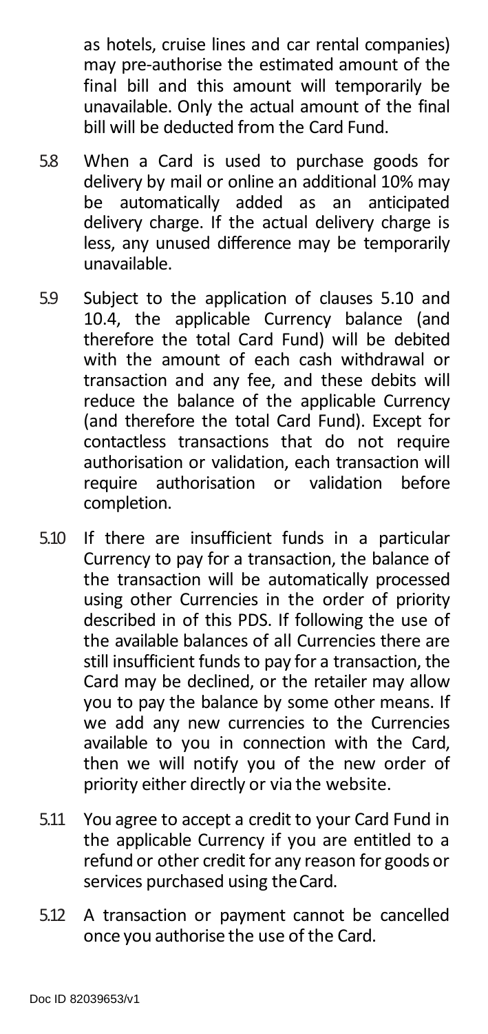as hotels, cruise lines and car rental companies) may pre-authorise the estimated amount of the final bill and this amount will temporarily be unavailable. Only the actual amount of the final bill will be deducted from the Card Fund.

5.8 When a Card is used to purchase goods for delivery by mail or online an additional 10% may be automatically added as an anticipated delivery charge. If the actual delivery charge is less, any unused difference may be temporarily unavailable.

5.9 Subject to the application of clauses 5.10 and 10.4, the applicable Currency balance (and therefore the total Card Fund) will be debited with the amount of each cash withdrawal or transaction and any fee, and these debits will reduce the balance of the applicable Currency (and therefore the total Card Fund). Except for contactless transactions that do not require authorisation or validation, each transaction will require authorisation or validation before completion.

5.10 If there are insufficient funds in a particular Currency to pay for a transaction, the balance of the transaction will be automatically processed using other Currencies in the order of priority described in of this PDS. If following the use of the available balances of all Currencies there are still insufficient funds to pay for a transaction, the Card may be declined, or the retailer may allow you to pay the balance by some other means. If we add any new currencies to the Currencies available to you in connection with the Card, then we will notify you of the new order of priority either directly or via the website.

5.11 You agree to accept a credit to your Card Fund in the applicable Currency if you are entitled to a refund or other credit for any reason for goods or services purchased using the Card.

5.12 A transaction or payment cannot be cancelled once you authorise the use of the Card.

Doc ID 82039653/v1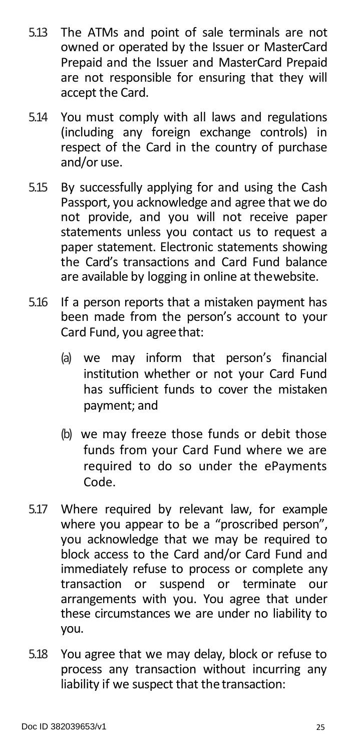5.13 The ATMs and point of sale terminals are not owned or operated by the Issuer or MasterCard Prepaid and the Issuer and MasterCard Prepaid are not responsible for ensuring that they will accept the Card.

5.14 You must comply with all laws and regulations (including any foreign exchange controls) in respect of the Card in the country of purchase and/or use.

5.15 By successfully applying for and using the Cash Passport, you acknowledge and agree that we do not provide, and you will not receive paper statements unless you contact us to request a paper statement. Electronic statements showing the Card's transactions and Card Fund balance are available by logging in online at thewebsite.

5.16 If a person reports that a mistaken payment has been made from the person's account to your Card Fund, you agree that:

(a) we may inform that person's financial institution whether or not your Card Fund has sufficient funds to cover the mistaken payment; and

(b) we may freeze those funds or debit those funds from your Card Fund where we are required to do so under the ePayments Code.

5.17 Where required by relevant law, for example where you appear to be a "proscribed person", you acknowledge that we may be required to block access to the Card and/or Card Fund and immediately refuse to process or complete any transaction or suspend or terminate our arrangements with you. You agree that under these circumstances we are under no liability to you.

5.18 You agree that we may delay, block or refuse to process any transaction without incurring any liability if we suspect that the transaction: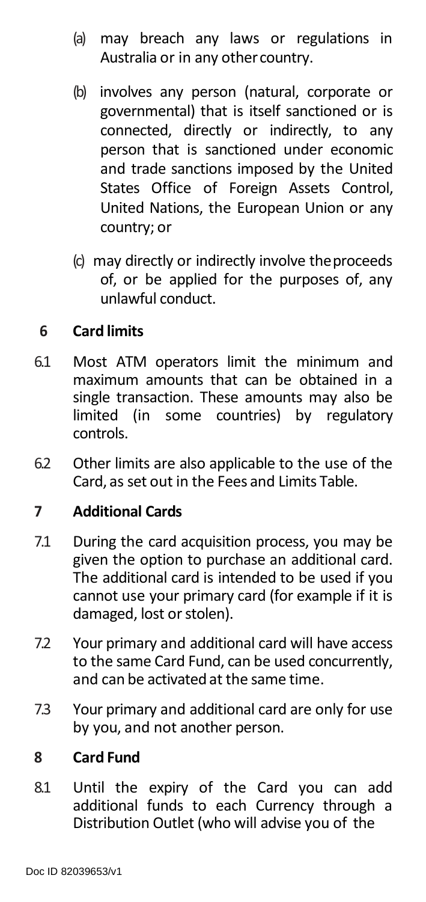(a) may breach any laws or regulations in Australia or in any other country.

(b) involves any person (natural, corporate or governmental) that is itself sanctioned or is connected, directly or indirectly, to any person that is sanctioned under economic and trade sanctions imposed by the United States Office of Foreign Assets Control, United Nations, the European Union or any country; or

(c) may directly or indirectly involve the proceeds of, or be applied for the purposes of, any unlawful conduct.

## 6 Card limits

6.1 Most ATM operators limit the minimum and maximum amounts that can be obtained in a single transaction. These amounts may also be limited (in some countries) by regulatory controls.

6.2 Other limits are also applicable to the use of the Card, as set out in the Fees and Limits Table.

## 7 Additional Cards

7.1 During the card acquisition process, you may be given the option to purchase an additional card. The additional card is intended to be used if you cannot use your primary card (for example if it is damaged, lost or stolen).

7.2 Your primary and additional card will have access to the same Card Fund, can be used concurrently, and can be activated at the same time.

7.3 Your primary and additional card are only for use by you, and not another person.

## 8 Card Fund

8.1 Until the expiry of the Card you can add additional funds to each Currency through a Distribution Outlet (who will advise you of the

Doc ID 82039653/v1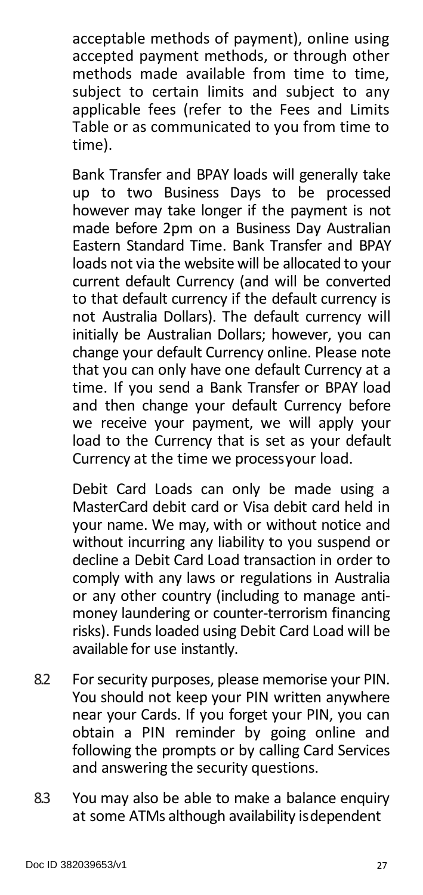acceptable methods of payment), online using accepted payment methods, or through other methods made available from time to time, subject to certain limits and subject to any applicable fees (refer to the Fees and Limits Table or as communicated to you from time to time).

Bank Transfer and BPAY loads will generally take up to two Business Days to be processed however may take longer if the payment is not made before 2pm on a Business Day Australian Eastern Standard Time. Bank Transfer and BPAY loads not via the website will be allocated to your current default Currency (and will be converted to that default currency if the default currency is not Australia Dollars). The default currency will initially be Australian Dollars; however, you can change your default Currency online. Please note that you can only have one default Currency at a time. If you send a Bank Transfer or BPAY load and then change your default Currency before we receive your payment, we will apply your load to the Currency that is set as your default Currency at the time we processyour load.

Debit Card Loads can only be made using a MasterCard debit card or Visa debit card held in your name. We may, with or without notice and without incurring any liability to you suspend or decline a Debit Card Load transaction in order to comply with any laws or regulations in Australia or any other country (including to manage anti-money laundering or counter-terrorism financing risks). Funds loaded using Debit Card Load will be available for use instantly.

8.2 For security purposes, please memorise your PIN. You should not keep your PIN written anywhere near your Cards. If you forget your PIN, you can obtain a PIN reminder by going online and following the prompts or by calling Card Services and answering the security questions.

8.3 You may also be able to make a balance enquiry at some ATMs although availability isdependent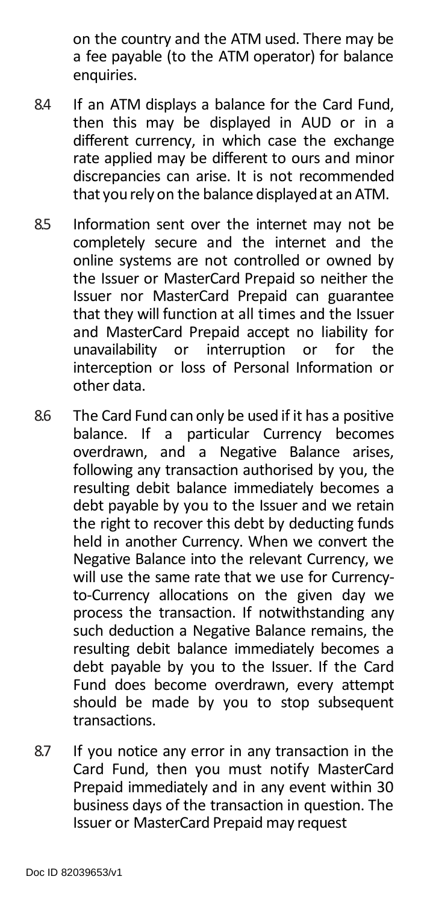on the country and the ATM used. There may be a fee payable (to the ATM operator) for balance enquiries.

8.4 If an ATM displays a balance for the Card Fund, then this may be displayed in AUD or in a different currency, in which case the exchange rate applied may be different to ours and minor discrepancies can arise. It is not recommended that you rely on the balance displayed at an ATM.

8.5 Information sent over the internet may not be completely secure and the internet and the online systems are not controlled or owned by the Issuer or MasterCard Prepaid so neither the Issuer nor MasterCard Prepaid can guarantee that they will function at all times and the Issuer and MasterCard Prepaid accept no liability for unavailability or interruption or for the interception or loss of Personal Information or other data.

8.6 The Card Fund can only be used if it has a positive balance. If a particular Currency becomes overdrawn, and a Negative Balance arises, following any transaction authorised by you, the resulting debit balance immediately becomes a debt payable by you to the Issuer and we retain the right to recover this debt by deducting funds held in another Currency. When we convert the Negative Balance into the relevant Currency, we will use the same rate that we use for Currency-to-Currency allocations on the given day we process the transaction. If notwithstanding any such deduction a Negative Balance remains, the resulting debit balance immediately becomes a debt payable by you to the Issuer. If the Card Fund does become overdrawn, every attempt should be made by you to stop subsequent transactions.

8.7 If you notice any error in any transaction in the Card Fund, then you must notify MasterCard Prepaid immediately and in any event within 30 business days of the transaction in question. The Issuer or MasterCard Prepaid may request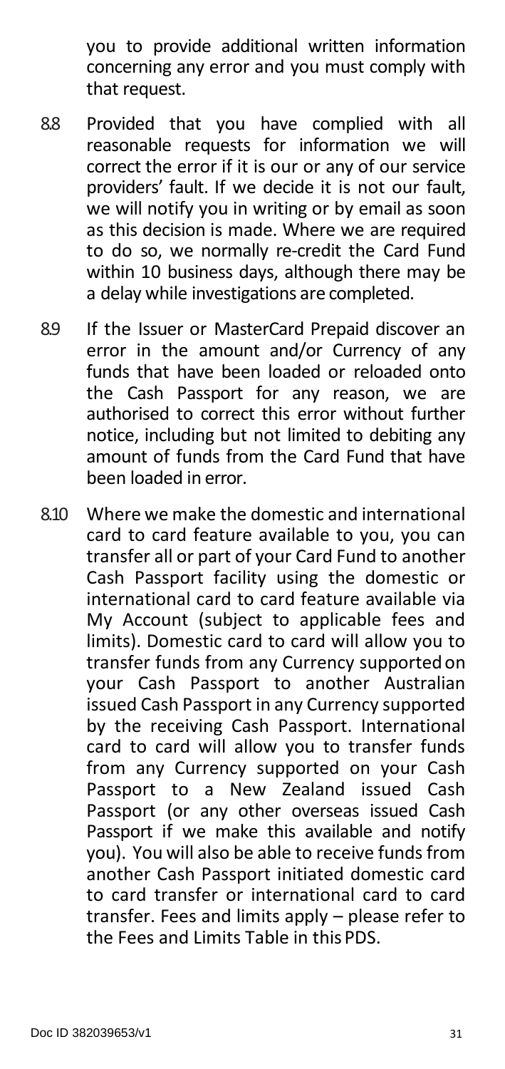you to provide additional written information concerning any error and you must comply with that request.

8.8 Provided that you have complied with all reasonable requests for information we will correct the error if it is our or any of our service providers' fault. If we decide it is not our fault, we will notify you in writing or by email as soon as this decision is made. Where we are required to do so, we normally re-credit the Card Fund within 10 business days, although there may be a delay while investigations are completed.

8.9 If the Issuer or MasterCard Prepaid discover an error in the amount and/or Currency of any funds that have been loaded or reloaded onto the Cash Passport for any reason, we are authorised to correct this error without further notice, including but not limited to debiting any amount of funds from the Card Fund that have been loaded in error.

8.10 Where we make the domestic and international card to card feature available to you, you can transfer all or part of your Card Fund to another Cash Passport facility using the domestic or international card to card feature available via My Account (subject to applicable fees and limits). Domestic card to card will allow you to transfer funds from any Currency supported on your Cash Passport to another Australian issued Cash Passport in any Currency supported by the receiving Cash Passport. International card to card will allow you to transfer funds from any Currency supported on your Cash Passport to a New Zealand issued Cash Passport (or any other overseas issued Cash Passport if we make this available and notify you). You will also be able to receive funds from another Cash Passport initiated domestic card to card transfer or international card to card transfer. Fees and limits apply – please refer to the Fees and Limits Table in this PDS.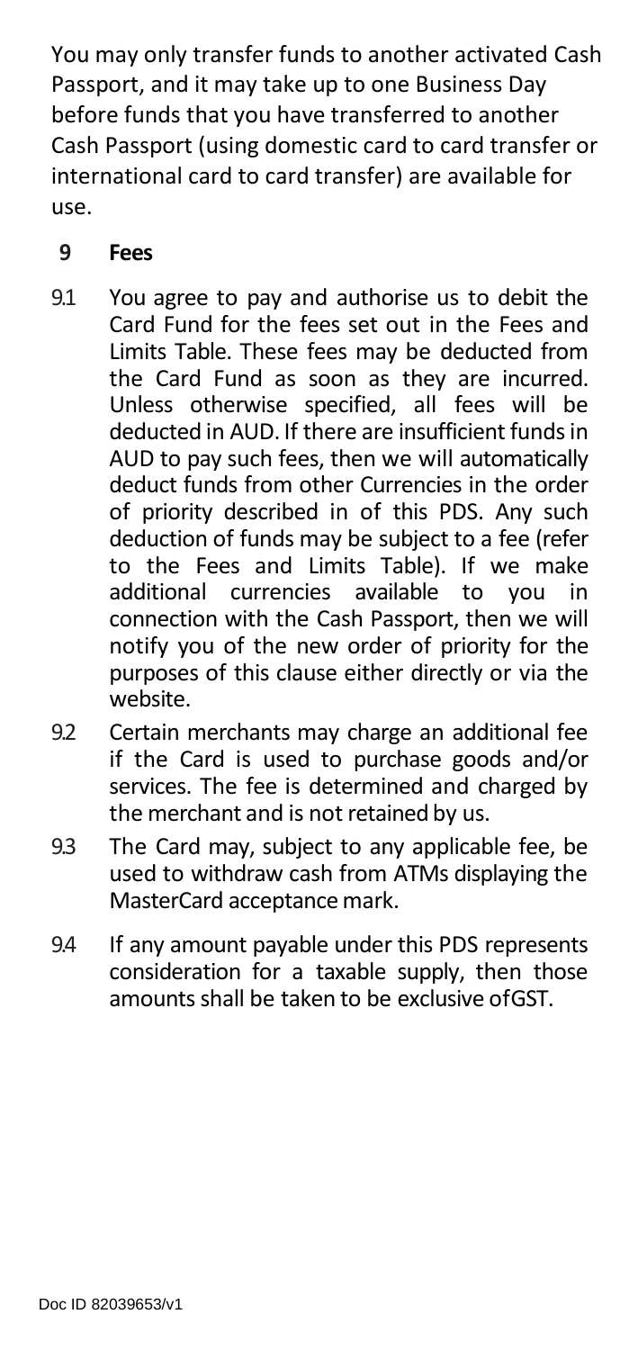You may only transfer funds to another activated Cash Passport, and it may take up to one Business Day before funds that you have transferred to another Cash Passport (using domestic card to card transfer or international card to card transfer) are available for use.

## 9 Fees

9.1 You agree to pay and authorise us to debit the Card Fund for the fees set out in the Fees and Limits Table. These fees may be deducted from the Card Fund as soon as they are incurred. Unless otherwise specified, all fees will be deducted in AUD. If there are insufficient funds in AUD to pay such fees, then we will automatically deduct funds from other Currencies in the order of priority described in of this PDS. Any such deduction of funds may be subject to a fee (refer to the Fees and Limits Table). If we make additional currencies available to you in connection with the Cash Passport, then we will notify you of the new order of priority for the purposes of this clause either directly or via the website.

9.2 Certain merchants may charge an additional fee if the Card is used to purchase goods and/or services. The fee is determined and charged by the merchant and is not retained by us.

9.3 The Card may, subject to any applicable fee, be used to withdraw cash from ATMs displaying the MasterCard acceptance mark.

9.4 If any amount payable under this PDS represents consideration for a taxable supply, then those amounts shall be taken to be exclusive ofGST.

Doc ID 82039653/v1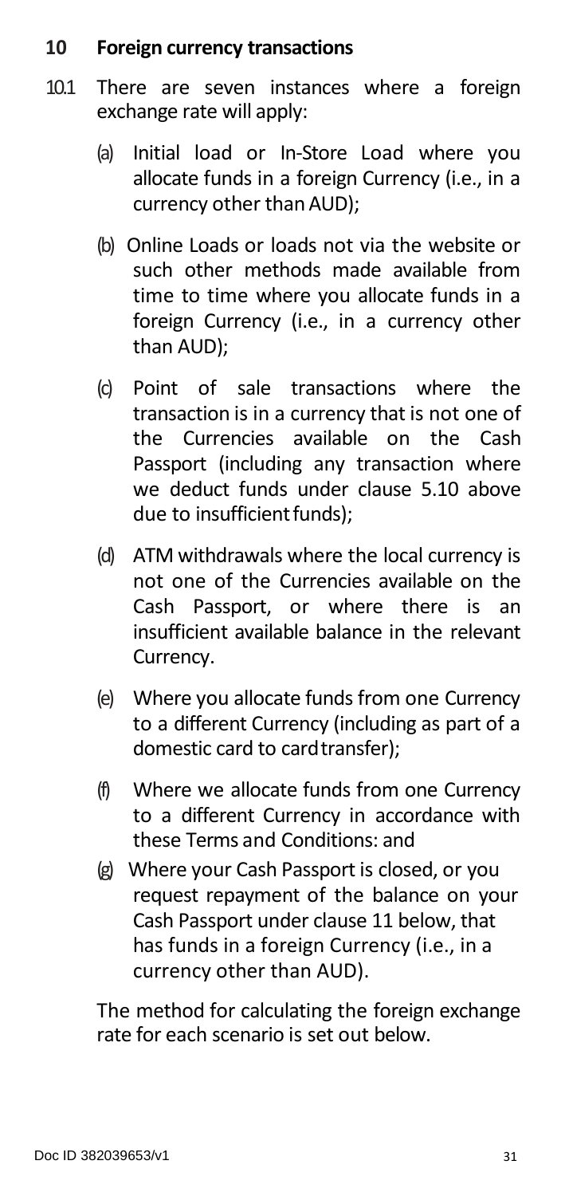## 10 Foreign currency transactions

10.1 There are seven instances where a foreign exchange rate will apply:

(a) Initial load or In-Store Load where you allocate funds in a foreign Currency (i.e., in a currency other than AUD);

(b) Online Loads or loads not via the website or such other methods made available from time to time where you allocate funds in a foreign Currency (i.e., in a currency other than AUD);

(c) Point of sale transactions where the transaction is in a currency that is not one of the Currencies available on the Cash Passport (including any transaction where we deduct funds under clause 5.10 above due to insufficient funds);

(d) ATM withdrawals where the local currency is not one of the Currencies available on the Cash Passport, or where there is an insufficient available balance in the relevant Currency.

(e) Where you allocate funds from one Currency to a different Currency (including as part of a domestic card to card transfer);

(f) Where we allocate funds from one Currency to a different Currency in accordance with these Terms and Conditions: and

(g) Where your Cash Passport is closed, or you request repayment of the balance on your Cash Passport under clause 11 below, that has funds in a foreign Currency (i.e., in a currency other than AUD).

The method for calculating the foreign exchange rate for each scenario is set out below.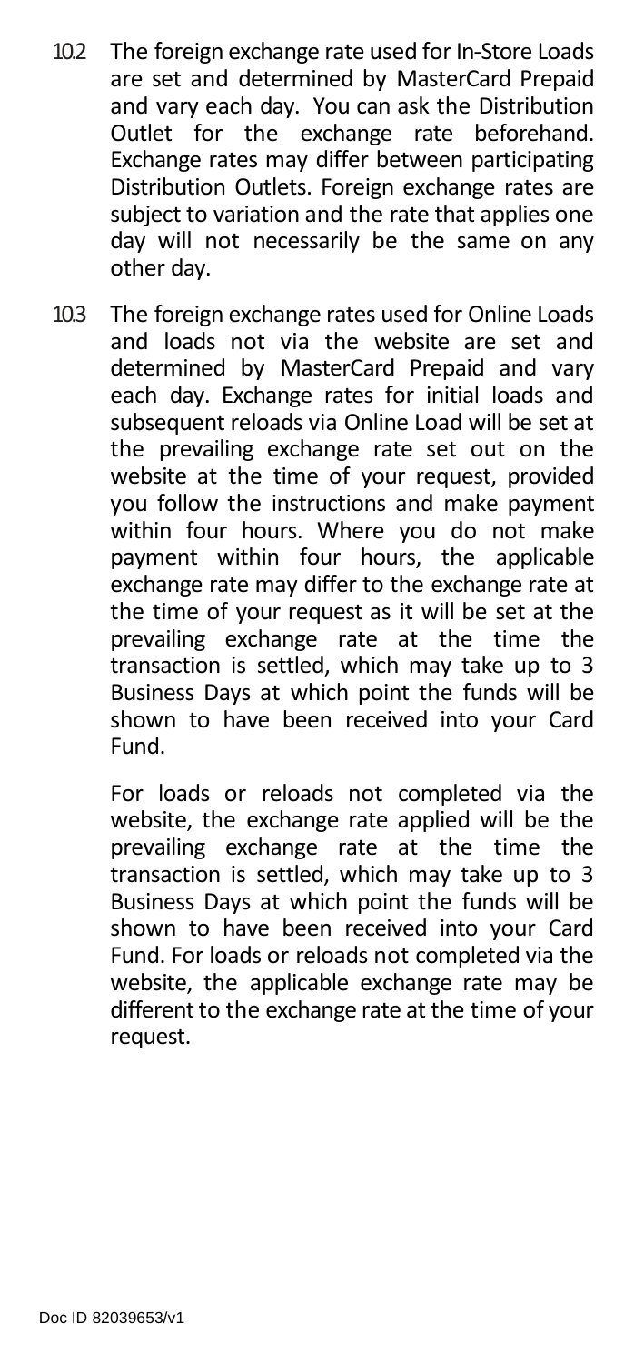10.2 The foreign exchange rate used for In-Store Loads are set and determined by MasterCard Prepaid and vary each day. You can ask the Distribution Outlet for the exchange rate beforehand. Exchange rates may differ between participating Distribution Outlets. Foreign exchange rates are subject to variation and the rate that applies one day will not necessarily be the same on any other day.

10.3 The foreign exchange rates used for Online Loads and loads not via the website are set and determined by MasterCard Prepaid and vary each day. Exchange rates for initial loads and subsequent reloads via Online Load will be set at the prevailing exchange rate set out on the website at the time of your request, provided you follow the instructions and make payment within four hours. Where you do not make payment within four hours, the applicable exchange rate may differ to the exchange rate at the time of your request as it will be set at the prevailing exchange rate at the time the transaction is settled, which may take up to 3 Business Days at which point the funds will be shown to have been received into your Card Fund.

For loads or reloads not completed via the website, the exchange rate applied will be the prevailing exchange rate at the time the transaction is settled, which may take up to 3 Business Days at which point the funds will be shown to have been received into your Card Fund. For loads or reloads not completed via the website, the applicable exchange rate may be different to the exchange rate at the time of your request.

Doc ID 82039653/v1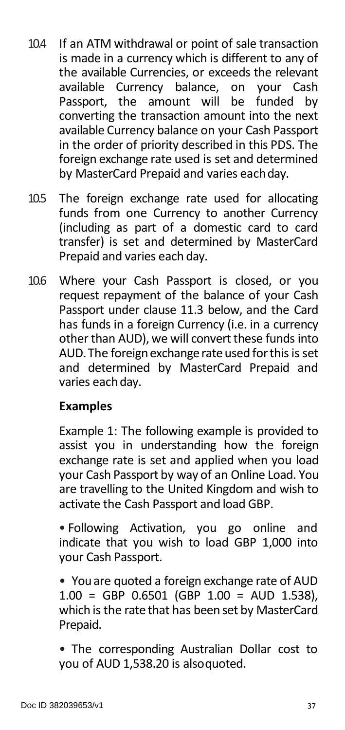10.4 If an ATM withdrawal or point of sale transaction is made in a currency which is different to any of the available Currencies, or exceeds the relevant available Currency balance, on your Cash Passport, the amount will be funded by converting the transaction amount into the next available Currency balance on your Cash Passport in the order of priority described in this PDS. The foreign exchange rate used is set and determined by MasterCard Prepaid and varies each day.

10.5 The foreign exchange rate used for allocating funds from one Currency to another Currency (including as part of a domestic card to card transfer) is set and determined by MasterCard Prepaid and varies each day.

10.6 Where your Cash Passport is closed, or you request repayment of the balance of your Cash Passport under clause 11.3 below, and the Card has funds in a foreign Currency (i.e. in a currency other than AUD), we will convert these funds into AUD. The foreign exchange rate used for this is set and determined by MasterCard Prepaid and varies each day.

**Examples**

Example 1: The following example is provided to assist you in understanding how the foreign exchange rate is set and applied when you load your Cash Passport by way of an Online Load. You are travelling to the United Kingdom and wish to activate the Cash Passport and load GBP.

- Following Activation, you go online and indicate that you wish to load GBP 1,000 into your Cash Passport.
- You are quoted a foreign exchange rate of AUD 1.00 = GBP 0.6501 (GBP 1.00 = AUD 1.538), which is the rate that has been set by MasterCard Prepaid.
- The corresponding Australian Dollar cost to you of AUD 1,538.20 is also quoted.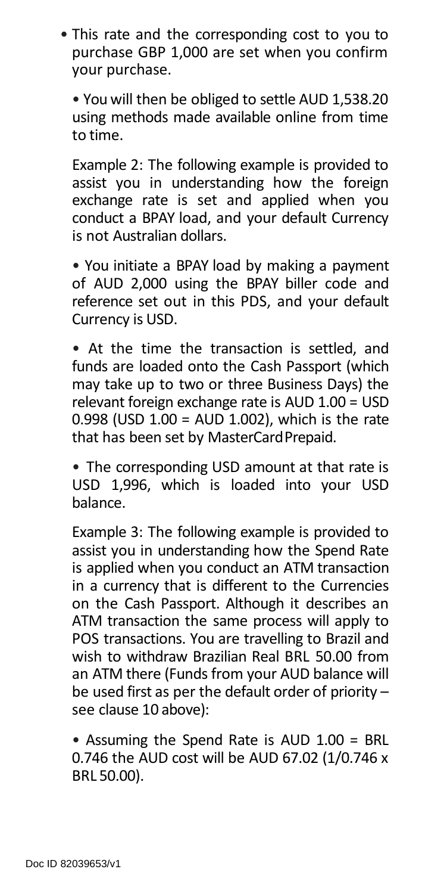- This rate and the corresponding cost to you to purchase GBP 1,000 are set when you confirm your purchase.

- You will then be obliged to settle AUD 1,538.20 using methods made available online from time to time.

Example 2: The following example is provided to assist you in understanding how the foreign exchange rate is set and applied when you conduct a BPAY load, and your default Currency is not Australian dollars.

- You initiate a BPAY load by making a payment of AUD 2,000 using the BPAY biller code and reference set out in this PDS, and your default Currency is USD.

- At the time the transaction is settled, and funds are loaded onto the Cash Passport (which may take up to two or three Business Days) the relevant foreign exchange rate is AUD 1.00 = USD 0.998 (USD 1.00 = AUD 1.002), which is the rate that has been set by MasterCard Prepaid.

- The corresponding USD amount at that rate is USD 1,996, which is loaded into your USD balance.

Example 3: The following example is provided to assist you in understanding how the Spend Rate is applied when you conduct an ATM transaction in a currency that is different to the Currencies on the Cash Passport. Although it describes an ATM transaction the same process will apply to POS transactions. You are travelling to Brazil and wish to withdraw Brazilian Real BRL 50.00 from an ATM there (Funds from your AUD balance will be used first as per the default order of priority – see clause 10 above):

- Assuming the Spend Rate is AUD 1.00 = BRL 0.746 the AUD cost will be AUD 67.02 (1/0.746 x BRL 50.00).

Doc ID 82039653/v1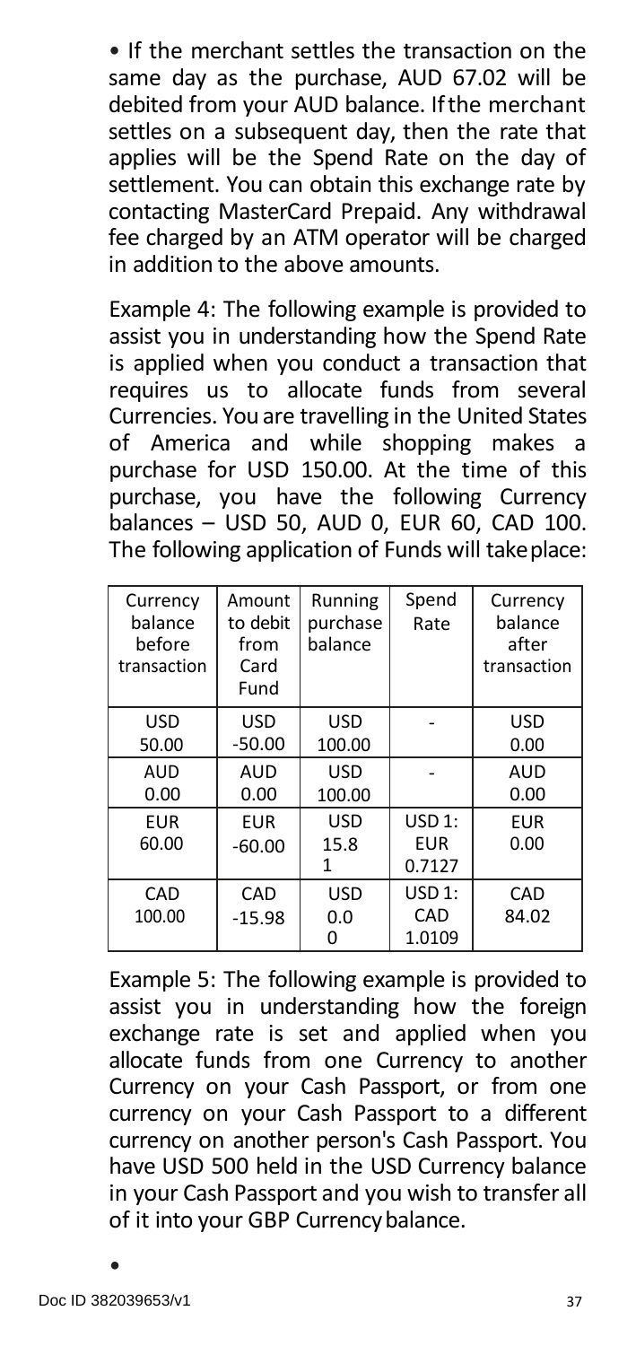• If the merchant settles the transaction on the same day as the purchase, AUD 67.02 will be debited from your AUD balance. If the merchant settles on a subsequent day, then the rate that applies will be the Spend Rate on the day of settlement. You can obtain this exchange rate by contacting MasterCard Prepaid. Any withdrawal fee charged by an ATM operator will be charged in addition to the above amounts.

Example 4: The following example is provided to assist you in understanding how the Spend Rate is applied when you conduct a transaction that requires us to allocate funds from several Currencies. You are travelling in the United States of America and while shopping makes a purchase for USD 150.00. At the time of this purchase, you have the following Currency balances – USD 50, AUD 0, EUR 60, CAD 100. The following application of Funds will take place:

| Currency balance before transaction | Amount to debit from Card Fund | Running purchase balance | Spend Rate | Currency balance after transaction |
|---|---|---|---|---|
| USD 50.00 | USD -50.00 | USD 100.00 | - | USD 0.00 |
| AUD 0.00 | AUD 0.00 | USD 100.00 | - | AUD 0.00 |
| EUR 60.00 | EUR -60.00 | USD 15.81 | USD 1: EUR 0.7127 | EUR 0.00 |
| CAD 100.00 | CAD -15.98 | USD 0.00 | USD 1: CAD 1.0109 | CAD 84.02 |

Example 5: The following example is provided to assist you in understanding how the foreign exchange rate is set and applied when you allocate funds from one Currency to another Currency on your Cash Passport, or from one currency on your Cash Passport to a different currency on another person's Cash Passport. You have USD 500 held in the USD Currency balance in your Cash Passport and you wish to transfer all of it into your GBP Currency balance.

•

Doc ID 382039653/v1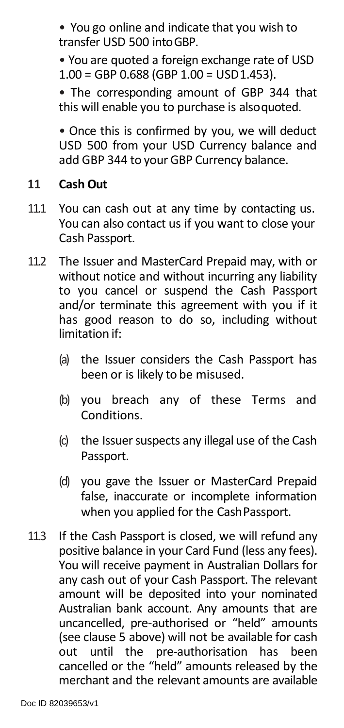- You go online and indicate that you wish to transfer USD 500 into GBP.
- You are quoted a foreign exchange rate of USD 1.00 = GBP 0.688 (GBP 1.00 = USD 1.453).
- The corresponding amount of GBP 344 that this will enable you to purchase is also quoted.
- Once this is confirmed by you, we will deduct USD 500 from your USD Currency balance and add GBP 344 to your GBP Currency balance.

## 11 Cash Out

11.1 You can cash out at any time by contacting us. You can also contact us if you want to close your Cash Passport.

11.2 The Issuer and MasterCard Prepaid may, with or without notice and without incurring any liability to you cancel or suspend the Cash Passport and/or terminate this agreement with you if it has good reason to do so, including without limitation if:

(a) the Issuer considers the Cash Passport has been or is likely to be misused.

(b) you breach any of these Terms and Conditions.

(c) the Issuer suspects any illegal use of the Cash Passport.

(d) you gave the Issuer or MasterCard Prepaid false, inaccurate or incomplete information when you applied for the Cash Passport.

11.3 If the Cash Passport is closed, we will refund any positive balance in your Card Fund (less any fees). You will receive payment in Australian Dollars for any cash out of your Cash Passport. The relevant amount will be deposited into your nominated Australian bank account. Any amounts that are uncancelled, pre-authorised or "held" amounts (see clause 5 above) will not be available for cash out until the pre-authorisation has been cancelled or the "held" amounts released by the merchant and the relevant amounts are available

Doc ID 82039653/v1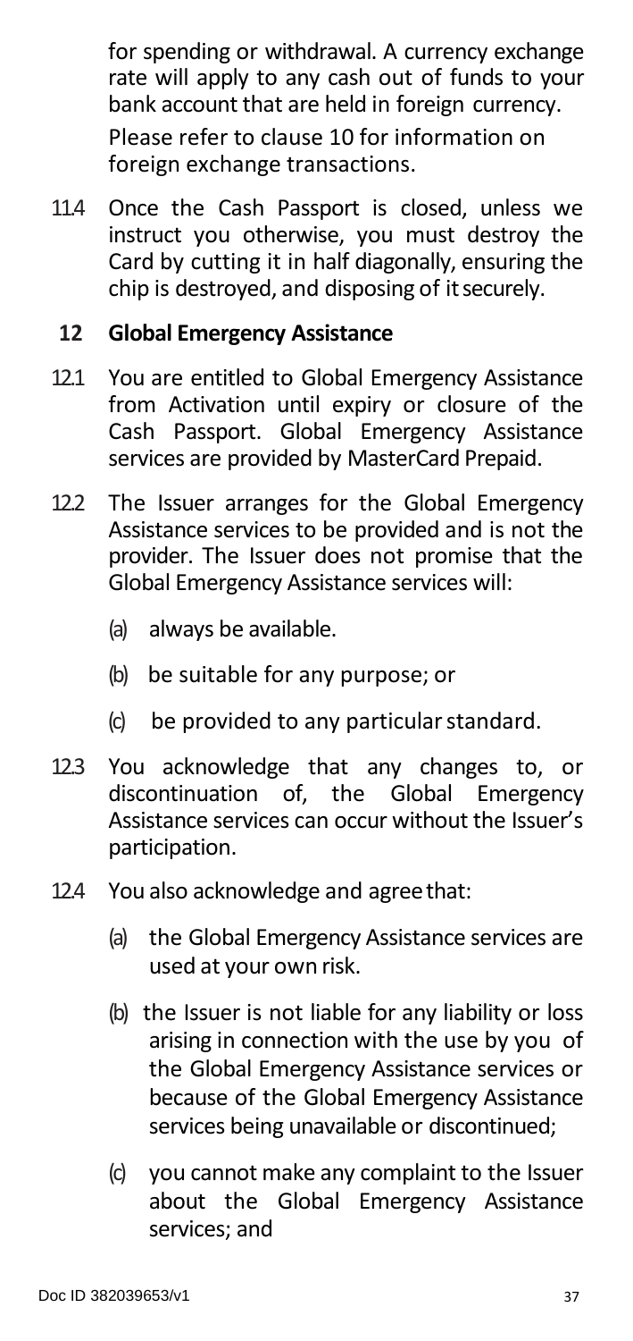for spending or withdrawal. A currency exchange rate will apply to any cash out of funds to your bank account that are held in foreign currency.

Please refer to clause 10 for information on foreign exchange transactions.

11.4 Once the Cash Passport is closed, unless we instruct you otherwise, you must destroy the Card by cutting it in half diagonally, ensuring the chip is destroyed, and disposing of it securely.

## 12 Global Emergency Assistance

12.1 You are entitled to Global Emergency Assistance from Activation until expiry or closure of the Cash Passport. Global Emergency Assistance services are provided by MasterCard Prepaid.

12.2 The Issuer arranges for the Global Emergency Assistance services to be provided and is not the provider. The Issuer does not promise that the Global Emergency Assistance services will:

- (a) always be available.
- (b) be suitable for any purpose; or
- (c) be provided to any particular standard.

12.3 You acknowledge that any changes to, or discontinuation of, the Global Emergency Assistance services can occur without the Issuer's participation.

12.4 You also acknowledge and agree that:

- (a) the Global Emergency Assistance services are used at your own risk.
- (b) the Issuer is not liable for any liability or loss arising in connection with the use by you of the Global Emergency Assistance services or because of the Global Emergency Assistance services being unavailable or discontinued;
- (c) you cannot make any complaint to the Issuer about the Global Emergency Assistance services; and

Doc ID 382039653/v1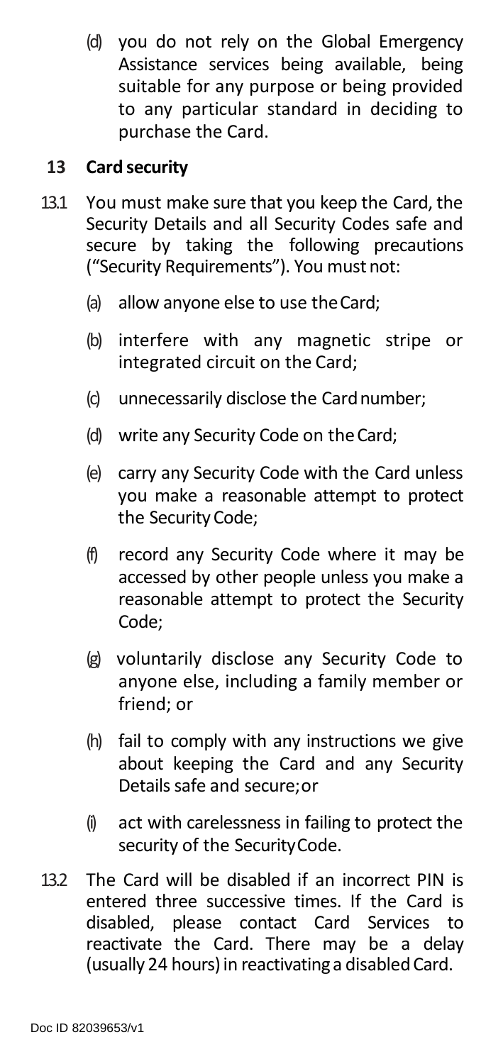(d) you do not rely on the Global Emergency Assistance services being available, being suitable for any purpose or being provided to any particular standard in deciding to purchase the Card.

## 13 Card security

13.1 You must make sure that you keep the Card, the Security Details and all Security Codes safe and secure by taking the following precautions ("Security Requirements"). You must not:

- (a) allow anyone else to use the Card;
- (b) interfere with any magnetic stripe or integrated circuit on the Card;
- (c) unnecessarily disclose the Card number;
- (d) write any Security Code on the Card;
- (e) carry any Security Code with the Card unless you make a reasonable attempt to protect the Security Code;
- (f) record any Security Code where it may be accessed by other people unless you make a reasonable attempt to protect the Security Code;
- (g) voluntarily disclose any Security Code to anyone else, including a family member or friend; or
- (h) fail to comply with any instructions we give about keeping the Card and any Security Details safe and secure; or
- (i) act with carelessness in failing to protect the security of the Security Code.

13.2 The Card will be disabled if an incorrect PIN is entered three successive times. If the Card is disabled, please contact Card Services to reactivate the Card. There may be a delay (usually 24 hours) in reactivating a disabled Card.

Doc ID 82039653/v1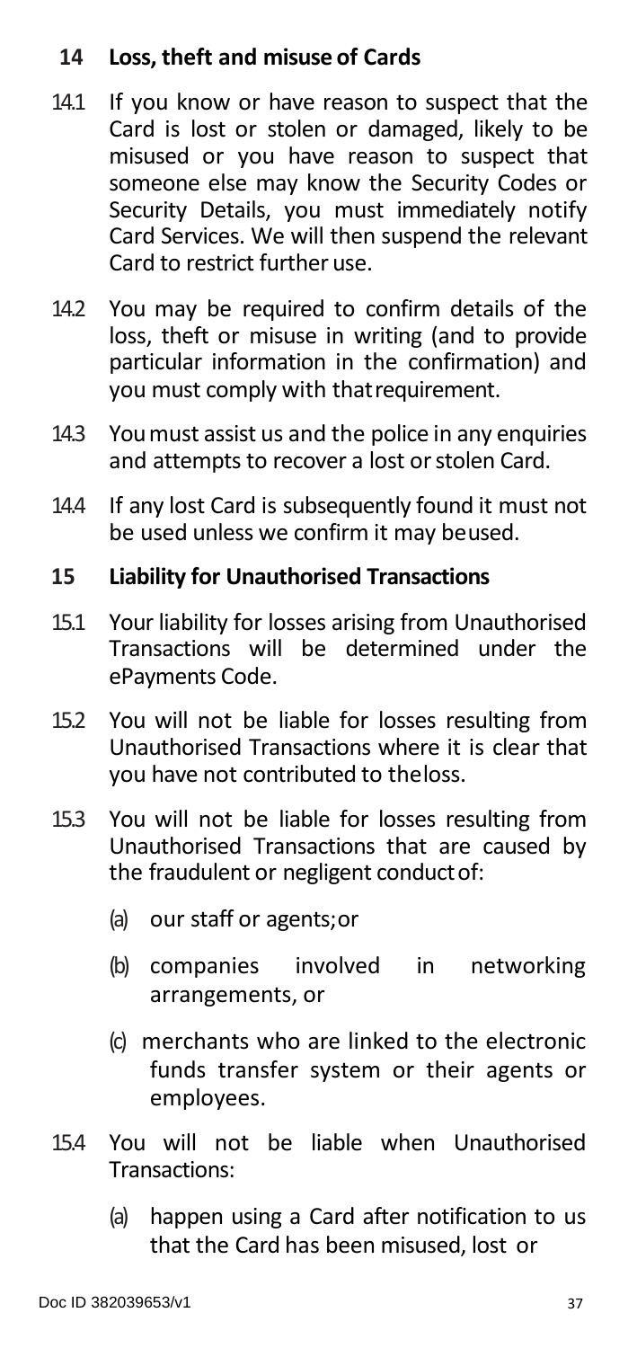## 14 Loss, theft and misuse of Cards

14.1 If you know or have reason to suspect that the Card is lost or stolen or damaged, likely to be misused or you have reason to suspect that someone else may know the Security Codes or Security Details, you must immediately notify Card Services. We will then suspend the relevant Card to restrict further use.

14.2 You may be required to confirm details of the loss, theft or misuse in writing (and to provide particular information in the confirmation) and you must comply with that requirement.

14.3 You must assist us and the police in any enquiries and attempts to recover a lost or stolen Card.

14.4 If any lost Card is subsequently found it must not be used unless we confirm it may be used.

## 15 Liability for Unauthorised Transactions

15.1 Your liability for losses arising from Unauthorised Transactions will be determined under the ePayments Code.

15.2 You will not be liable for losses resulting from Unauthorised Transactions where it is clear that you have not contributed to the loss.

15.3 You will not be liable for losses resulting from Unauthorised Transactions that are caused by the fraudulent or negligent conduct of:

(a) our staff or agents; or

(b) companies involved in networking arrangements, or

(c) merchants who are linked to the electronic funds transfer system or their agents or employees.

15.4 You will not be liable when Unauthorised Transactions:

(a) happen using a Card after notification to us that the Card has been misused, lost or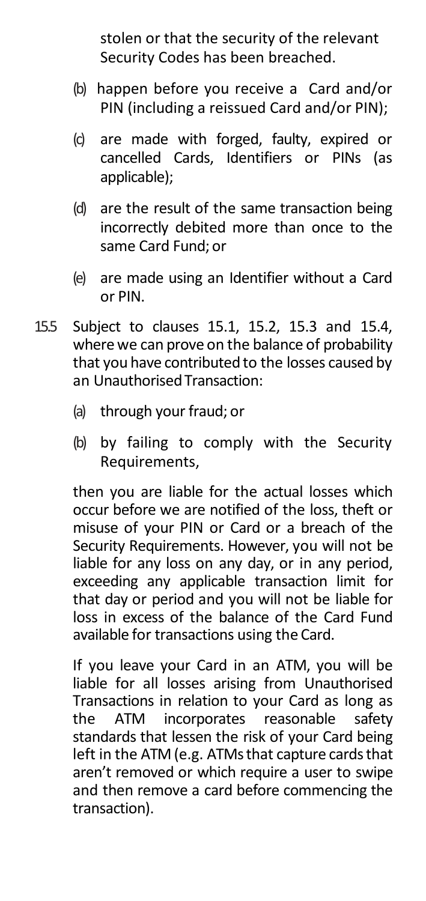stolen or that the security of the relevant Security Codes has been breached.

(b) happen before you receive a Card and/or PIN (including a reissued Card and/or PIN);

(c) are made with forged, faulty, expired or cancelled Cards, Identifiers or PINs (as applicable);

(d) are the result of the same transaction being incorrectly debited more than once to the same Card Fund; or

(e) are made using an Identifier without a Card or PIN.

15.5 Subject to clauses 15.1, 15.2, 15.3 and 15.4, where we can prove on the balance of probability that you have contributed to the losses caused by an Unauthorised Transaction:

(a) through your fraud; or

(b) by failing to comply with the Security Requirements,

then you are liable for the actual losses which occur before we are notified of the loss, theft or misuse of your PIN or Card or a breach of the Security Requirements. However, you will not be liable for any loss on any day, or in any period, exceeding any applicable transaction limit for that day or period and you will not be liable for loss in excess of the balance of the Card Fund available for transactions using the Card.

If you leave your Card in an ATM, you will be liable for all losses arising from Unauthorised Transactions in relation to your Card as long as the ATM incorporates reasonable safety standards that lessen the risk of your Card being left in the ATM (e.g. ATMs that capture cards that aren't removed or which require a user to swipe and then remove a card before commencing the transaction).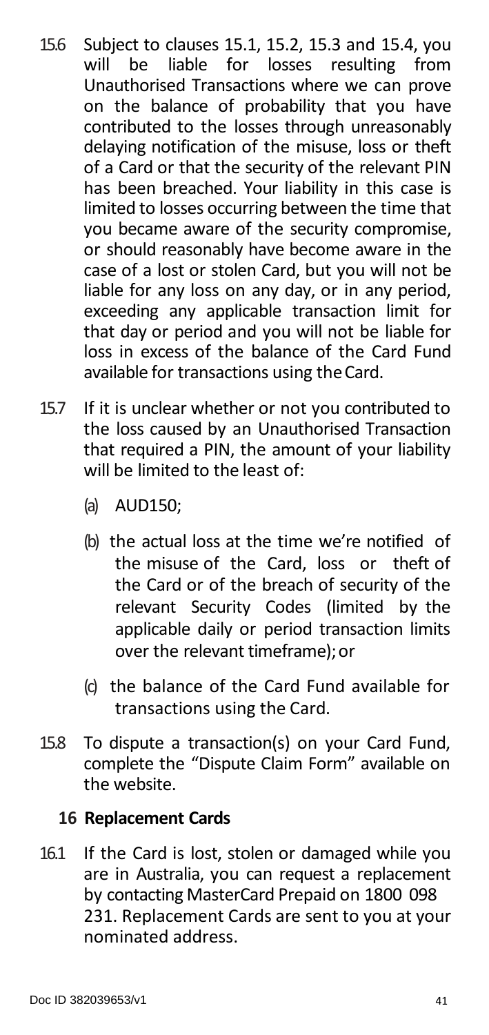15.6 Subject to clauses 15.1, 15.2, 15.3 and 15.4, you will be liable for losses resulting from Unauthorised Transactions where we can prove on the balance of probability that you have contributed to the losses through unreasonably delaying notification of the misuse, loss or theft of a Card or that the security of the relevant PIN has been breached. Your liability in this case is limited to losses occurring between the time that you became aware of the security compromise, or should reasonably have become aware in the case of a lost or stolen Card, but you will not be liable for any loss on any day, or in any period, exceeding any applicable transaction limit for that day or period and you will not be liable for loss in excess of the balance of the Card Fund available for transactions using the Card.

15.7 If it is unclear whether or not you contributed to the loss caused by an Unauthorised Transaction that required a PIN, the amount of your liability will be limited to the least of:

(a) AUD150;

(b) the actual loss at the time we're notified of the misuse of the Card, loss or theft of the Card or of the breach of security of the relevant Security Codes (limited by the applicable daily or period transaction limits over the relevant timeframe); or

(c) the balance of the Card Fund available for transactions using the Card.

15.8 To dispute a transaction(s) on your Card Fund, complete the "Dispute Claim Form" available on the website.

## 16 Replacement Cards

16.1 If the Card is lost, stolen or damaged while you are in Australia, you can request a replacement by contacting MasterCard Prepaid on 1800 098 231. Replacement Cards are sent to you at your nominated address.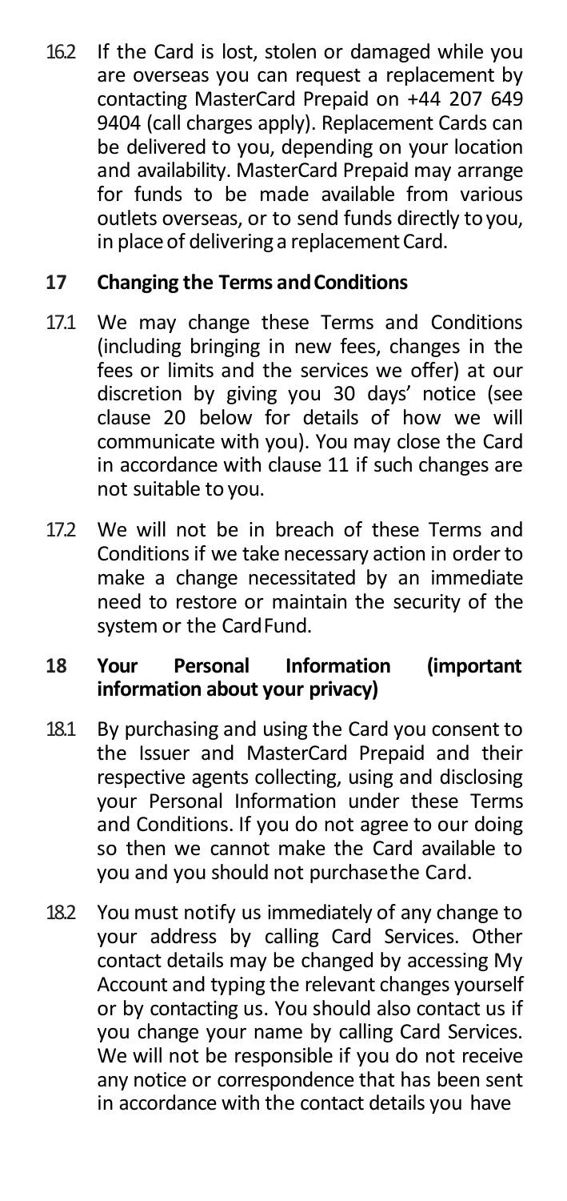16.2 If the Card is lost, stolen or damaged while you are overseas you can request a replacement by contacting MasterCard Prepaid on +44 207 649 9404 (call charges apply). Replacement Cards can be delivered to you, depending on your location and availability. MasterCard Prepaid may arrange for funds to be made available from various outlets overseas, or to send funds directly to you, in place of delivering a replacement Card.

## 17 Changing the Terms and Conditions

17.1 We may change these Terms and Conditions (including bringing in new fees, changes in the fees or limits and the services we offer) at our discretion by giving you 30 days' notice (see clause 20 below for details of how we will communicate with you). You may close the Card in accordance with clause 11 if such changes are not suitable to you.

17.2 We will not be in breach of these Terms and Conditions if we take necessary action in order to make a change necessitated by an immediate need to restore or maintain the security of the system or the Card Fund.

## 18 Your Personal Information (important information about your privacy)

18.1 By purchasing and using the Card you consent to the Issuer and MasterCard Prepaid and their respective agents collecting, using and disclosing your Personal Information under these Terms and Conditions. If you do not agree to our doing so then we cannot make the Card available to you and you should not purchase the Card.

18.2 You must notify us immediately of any change to your address by calling Card Services. Other contact details may be changed by accessing My Account and typing the relevant changes yourself or by contacting us. You should also contact us if you change your name by calling Card Services. We will not be responsible if you do not receive any notice or correspondence that has been sent in accordance with the contact details you have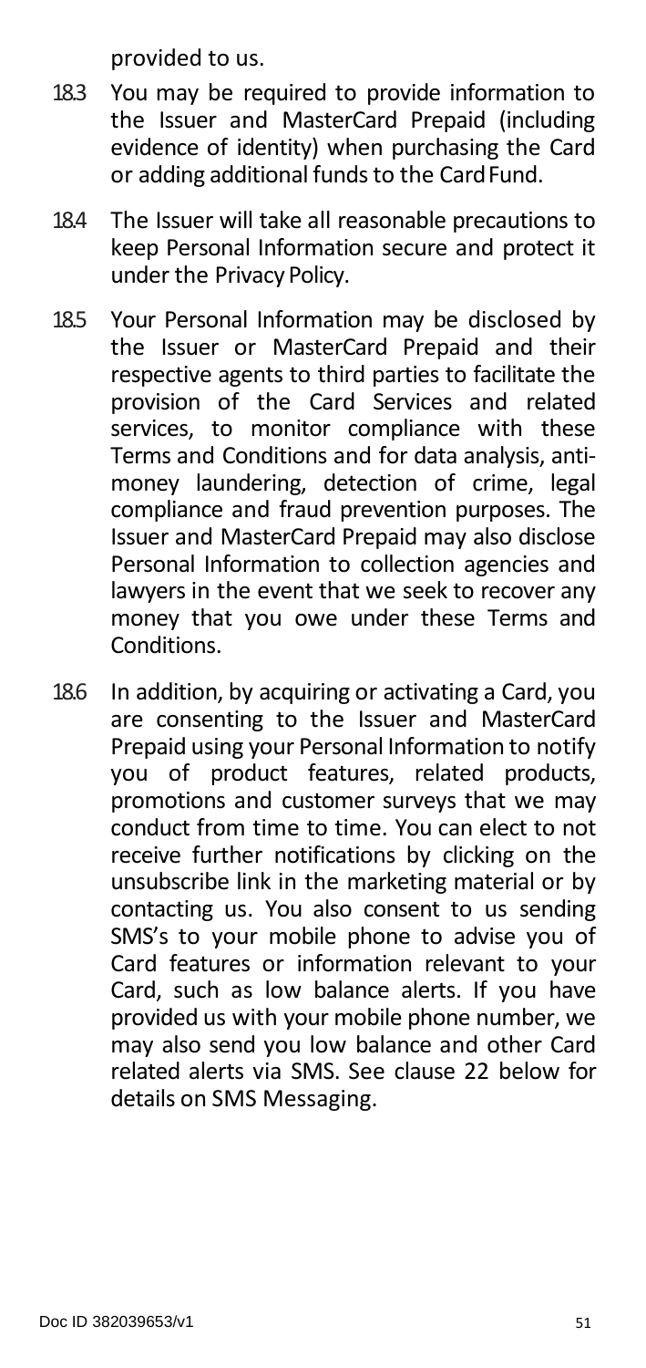provided to us.

18.3 You may be required to provide information to the Issuer and MasterCard Prepaid (including evidence of identity) when purchasing the Card or adding additional funds to the Card Fund.

18.4 The Issuer will take all reasonable precautions to keep Personal Information secure and protect it under the Privacy Policy.

18.5 Your Personal Information may be disclosed by the Issuer or MasterCard Prepaid and their respective agents to third parties to facilitate the provision of the Card Services and related services, to monitor compliance with these Terms and Conditions and for data analysis, anti-money laundering, detection of crime, legal compliance and fraud prevention purposes. The Issuer and MasterCard Prepaid may also disclose Personal Information to collection agencies and lawyers in the event that we seek to recover any money that you owe under these Terms and Conditions.

18.6 In addition, by acquiring or activating a Card, you are consenting to the Issuer and MasterCard Prepaid using your Personal Information to notify you of product features, related products, promotions and customer surveys that we may conduct from time to time. You can elect to not receive further notifications by clicking on the unsubscribe link in the marketing material or by contacting us. You also consent to us sending SMS's to your mobile phone to advise you of Card features or information relevant to your Card, such as low balance alerts. If you have provided us with your mobile phone number, we may also send you low balance and other Card related alerts via SMS. See clause 22 below for details on SMS Messaging.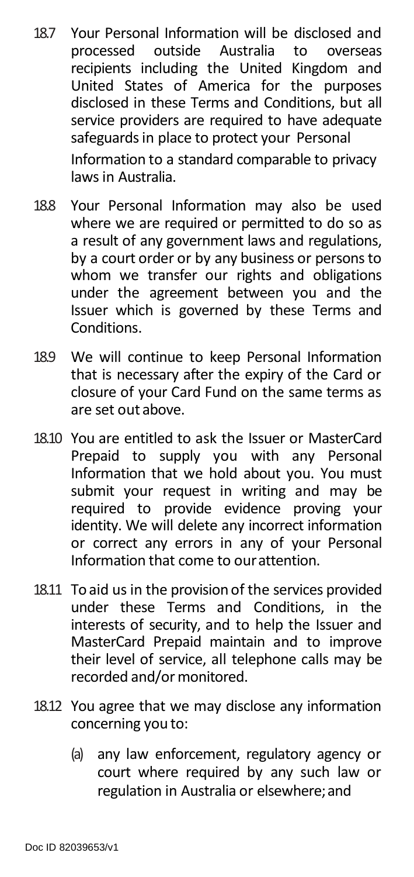18.7 Your Personal Information will be disclosed and processed outside Australia to overseas recipients including the United Kingdom and United States of America for the purposes disclosed in these Terms and Conditions, but all service providers are required to have adequate safeguards in place to protect your Personal Information to a standard comparable to privacy laws in Australia.

18.8 Your Personal Information may also be used where we are required or permitted to do so as a result of any government laws and regulations, by a court order or by any business or persons to whom we transfer our rights and obligations under the agreement between you and the Issuer which is governed by these Terms and Conditions.

18.9 We will continue to keep Personal Information that is necessary after the expiry of the Card or closure of your Card Fund on the same terms as are set out above.

18.10 You are entitled to ask the Issuer or MasterCard Prepaid to supply you with any Personal Information that we hold about you. You must submit your request in writing and may be required to provide evidence proving your identity. We will delete any incorrect information or correct any errors in any of your Personal Information that come to our attention.

18.11 To aid us in the provision of the services provided under these Terms and Conditions, in the interests of security, and to help the Issuer and MasterCard Prepaid maintain and to improve their level of service, all telephone calls may be recorded and/or monitored.

18.12 You agree that we may disclose any information concerning you to:

(a) any law enforcement, regulatory agency or court where required by any such law or regulation in Australia or elsewhere; and

Doc ID 82039653/v1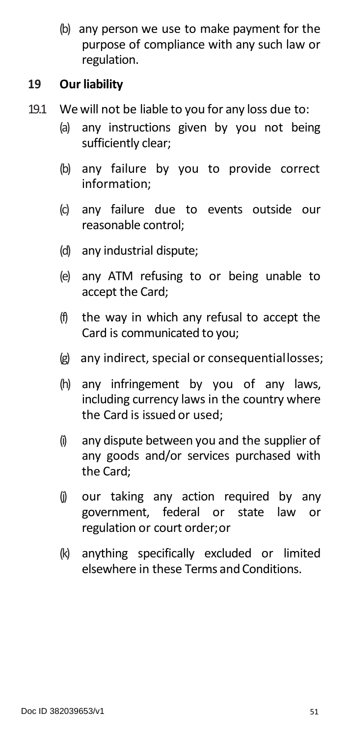(b) any person we use to make payment for the purpose of compliance with any such law or regulation.

## 19 Our liability

19.1 We will not be liable to you for any loss due to:

(a) any instructions given by you not being sufficiently clear;

(b) any failure by you to provide correct information;

(c) any failure due to events outside our reasonable control;

(d) any industrial dispute;

(e) any ATM refusing to or being unable to accept the Card;

(f) the way in which any refusal to accept the Card is communicated to you;

(g) any indirect, special or consequential losses;

(h) any infringement by you of any laws, including currency laws in the country where the Card is issued or used;

(i) any dispute between you and the supplier of any goods and/or services purchased with the Card;

(j) our taking any action required by any government, federal or state law or regulation or court order; or

(k) anything specifically excluded or limited elsewhere in these Terms and Conditions.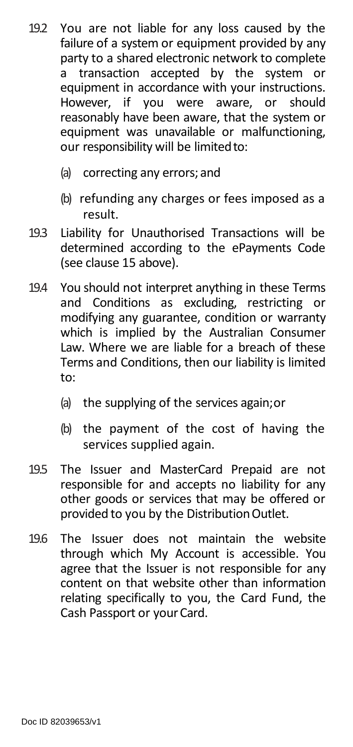19.2 You are not liable for any loss caused by the failure of a system or equipment provided by any party to a shared electronic network to complete a transaction accepted by the system or equipment in accordance with your instructions. However, if you were aware, or should reasonably have been aware, that the system or equipment was unavailable or malfunctioning, our responsibility will be limited to:

   (a) correcting any errors; and

   (b) refunding any charges or fees imposed as a result.

19.3 Liability for Unauthorised Transactions will be determined according to the ePayments Code (see clause 15 above).

19.4 You should not interpret anything in these Terms and Conditions as excluding, restricting or modifying any guarantee, condition or warranty which is implied by the Australian Consumer Law. Where we are liable for a breach of these Terms and Conditions, then our liability is limited to:

   (a) the supplying of the services again; or

   (b) the payment of the cost of having the services supplied again.

19.5 The Issuer and MasterCard Prepaid are not responsible for and accepts no liability for any other goods or services that may be offered or provided to you by the Distribution Outlet.

19.6 The Issuer does not maintain the website through which My Account is accessible. You agree that the Issuer is not responsible for any content on that website other than information relating specifically to you, the Card Fund, the Cash Passport or your Card.

Doc ID 82039653/v1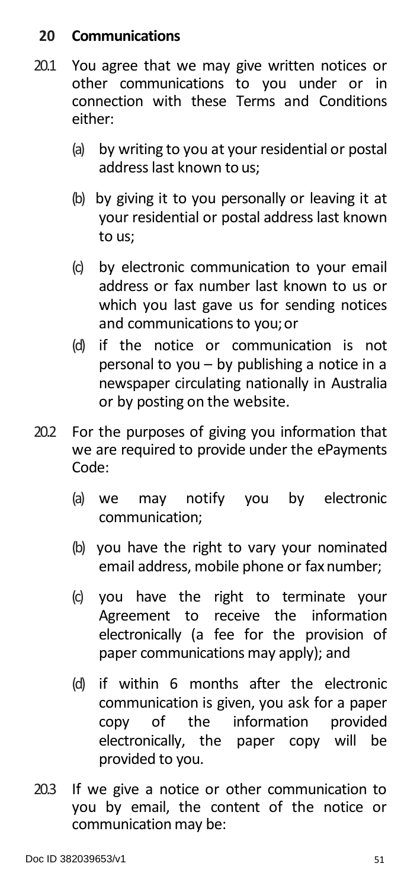## 20 Communications

20.1 You agree that we may give written notices or other communications to you under or in connection with these Terms and Conditions either:

(a) by writing to you at your residential or postal address last known to us;

(b) by giving it to you personally or leaving it at your residential or postal address last known to us;

(c) by electronic communication to your email address or fax number last known to us or which you last gave us for sending notices and communications to you; or

(d) if the notice or communication is not personal to you – by publishing a notice in a newspaper circulating nationally in Australia or by posting on the website.

20.2 For the purposes of giving you information that we are required to provide under the ePayments Code:

(a) we may notify you by electronic communication;

(b) you have the right to vary your nominated email address, mobile phone or fax number;

(c) you have the right to terminate your Agreement to receive the information electronically (a fee for the provision of paper communications may apply); and

(d) if within 6 months after the electronic communication is given, you ask for a paper copy of the information provided electronically, the paper copy will be provided to you.

20.3 If we give a notice or other communication to you by email, the content of the notice or communication may be:

Doc ID 382039653/v1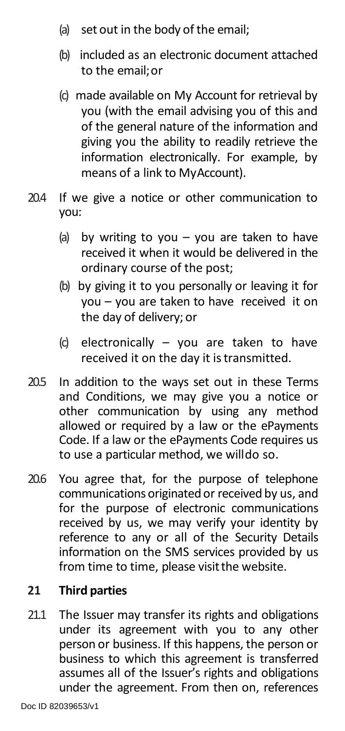(a) set out in the body of the email;

(b) included as an electronic document attached to the email; or

(c) made available on My Account for retrieval by you (with the email advising you of this and of the general nature of the information and giving you the ability to readily retrieve the information electronically. For example, by means of a link to My Account).

20.4 If we give a notice or other communication to you:

(a) by writing to you – you are taken to have received it when it would be delivered in the ordinary course of the post;

(b) by giving it to you personally or leaving it for you – you are taken to have received it on the day of delivery; or

(c) electronically – you are taken to have received it on the day it is transmitted.

20.5 In addition to the ways set out in these Terms and Conditions, we may give you a notice or other communication by using any method allowed or required by a law or the ePayments Code. If a law or the ePayments Code requires us to use a particular method, we will do so.

20.6 You agree that, for the purpose of telephone communications originated or received by us, and for the purpose of electronic communications received by us, we may verify your identity by reference to any or all of the Security Details information on the SMS services provided by us from time to time, please visit the website.

## 21 Third parties

21.1 The Issuer may transfer its rights and obligations under its agreement with you to any other person or business. If this happens, the person or business to which this agreement is transferred assumes all of the Issuer's rights and obligations under the agreement. From then on, references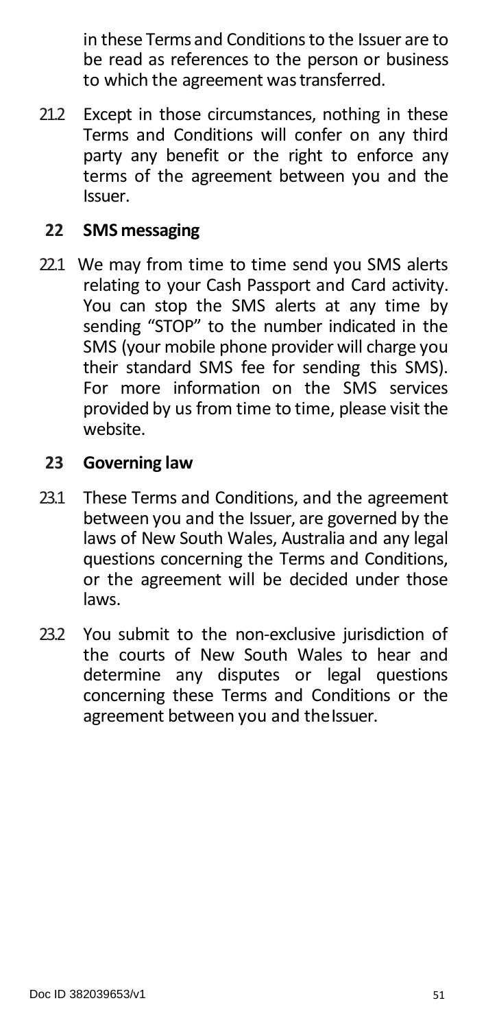in these Terms and Conditions to the Issuer are to be read as references to the person or business to which the agreement was transferred.

21.2 Except in those circumstances, nothing in these Terms and Conditions will confer on any third party any benefit or the right to enforce any terms of the agreement between you and the Issuer.

## 22 SMS messaging

22.1 We may from time to time send you SMS alerts relating to your Cash Passport and Card activity. You can stop the SMS alerts at any time by sending "STOP" to the number indicated in the SMS (your mobile phone provider will charge you their standard SMS fee for sending this SMS). For more information on the SMS services provided by us from time to time, please visit the website.

## 23 Governing law

23.1 These Terms and Conditions, and the agreement between you and the Issuer, are governed by the laws of New South Wales, Australia and any legal questions concerning the Terms and Conditions, or the agreement will be decided under those laws.

23.2 You submit to the non-exclusive jurisdiction of the courts of New South Wales to hear and determine any disputes or legal questions concerning these Terms and Conditions or the agreement between you and the Issuer.

Doc ID 382039653/v1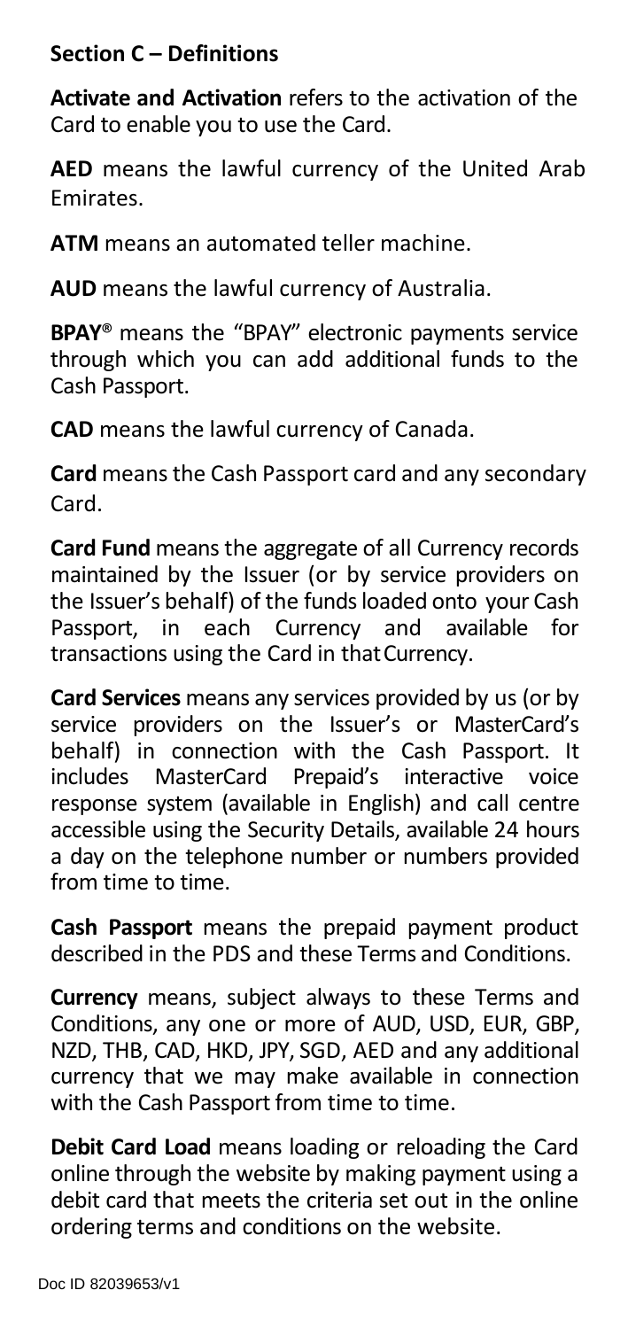**Section C – Definitions**

**Activate and Activation** refers to the activation of the Card to enable you to use the Card.

**AED** means the lawful currency of the United Arab Emirates.

**ATM** means an automated teller machine.

**AUD** means the lawful currency of Australia.

**BPAY®** means the "BPAY" electronic payments service through which you can add additional funds to the Cash Passport.

**CAD** means the lawful currency of Canada.

**Card** means the Cash Passport card and any secondary Card.

**Card Fund** means the aggregate of all Currency records maintained by the Issuer (or by service providers on the Issuer's behalf) of the funds loaded onto your Cash Passport, in each Currency and available for transactions using the Card in that Currency.

**Card Services** means any services provided by us (or by service providers on the Issuer's or MasterCard's behalf) in connection with the Cash Passport. It includes MasterCard Prepaid's interactive voice response system (available in English) and call centre accessible using the Security Details, available 24 hours a day on the telephone number or numbers provided from time to time.

**Cash Passport** means the prepaid payment product described in the PDS and these Terms and Conditions.

**Currency** means, subject always to these Terms and Conditions, any one or more of AUD, USD, EUR, GBP, NZD, THB, CAD, HKD, JPY, SGD, AED and any additional currency that we may make available in connection with the Cash Passport from time to time.

**Debit Card Load** means loading or reloading the Card online through the website by making payment using a debit card that meets the criteria set out in the online ordering terms and conditions on the website.

Doc ID 82039653/v1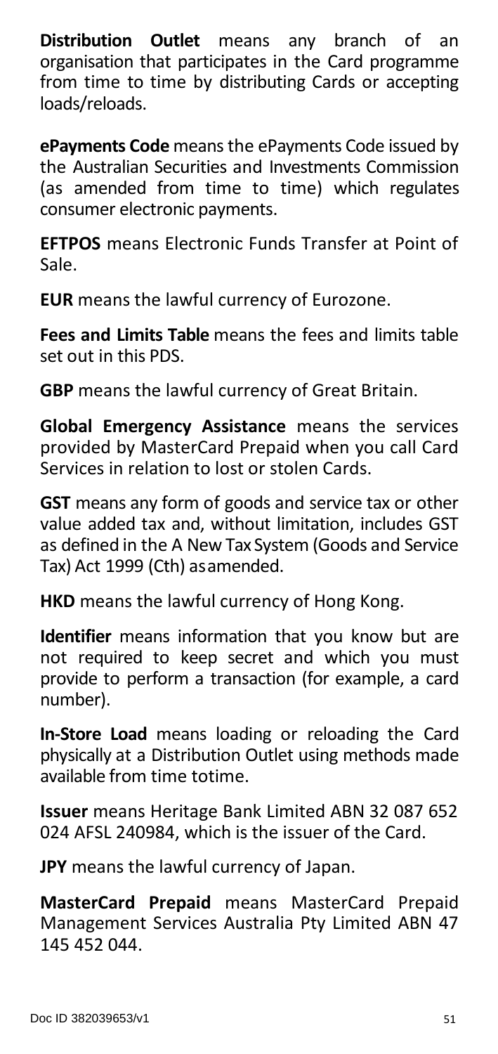**Distribution Outlet** means any branch of an organisation that participates in the Card programme from time to time by distributing Cards or accepting loads/reloads.

**ePayments Code** means the ePayments Code issued by the Australian Securities and Investments Commission (as amended from time to time) which regulates consumer electronic payments.

**EFTPOS** means Electronic Funds Transfer at Point of Sale.

**EUR** means the lawful currency of Eurozone.

**Fees and Limits Table** means the fees and limits table set out in this PDS.

**GBP** means the lawful currency of Great Britain.

**Global Emergency Assistance** means the services provided by MasterCard Prepaid when you call Card Services in relation to lost or stolen Cards.

**GST** means any form of goods and service tax or other value added tax and, without limitation, includes GST as defined in the A New Tax System (Goods and Service Tax) Act 1999 (Cth) asamended.

**HKD** means the lawful currency of Hong Kong.

**Identifier** means information that you know but are not required to keep secret and which you must provide to perform a transaction (for example, a card number).

**In-Store Load** means loading or reloading the Card physically at a Distribution Outlet using methods made available from time totime.

**Issuer** means Heritage Bank Limited ABN 32 087 652 024 AFSL 240984, which is the issuer of the Card.

**JPY** means the lawful currency of Japan.

**MasterCard Prepaid** means MasterCard Prepaid Management Services Australia Pty Limited ABN 47 145 452 044.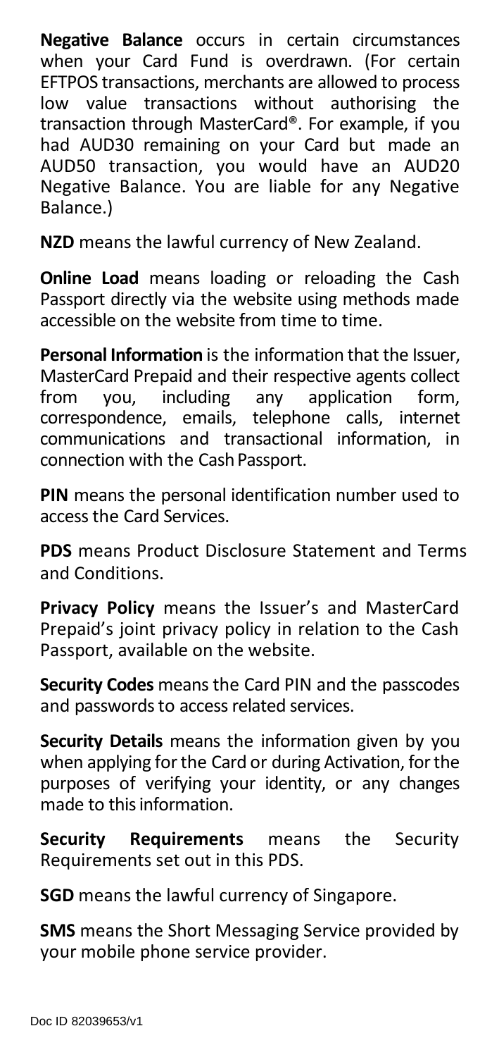**Negative Balance** occurs in certain circumstances when your Card Fund is overdrawn. (For certain EFTPOS transactions, merchants are allowed to process low value transactions without authorising the transaction through MasterCard®. For example, if you had AUD30 remaining on your Card but made an AUD50 transaction, you would have an AUD20 Negative Balance. You are liable for any Negative Balance.)

**NZD** means the lawful currency of New Zealand.

**Online Load** means loading or reloading the Cash Passport directly via the website using methods made accessible on the website from time to time.

**Personal Information** is the information that the Issuer, MasterCard Prepaid and their respective agents collect from you, including any application form, correspondence, emails, telephone calls, internet communications and transactional information, in connection with the Cash Passport.

**PIN** means the personal identification number used to access the Card Services.

**PDS** means Product Disclosure Statement and Terms and Conditions.

**Privacy Policy** means the Issuer's and MasterCard Prepaid's joint privacy policy in relation to the Cash Passport, available on the website.

**Security Codes** means the Card PIN and the passcodes and passwords to access related services.

**Security Details** means the information given by you when applying for the Card or during Activation, for the purposes of verifying your identity, or any changes made to this information.

**Security Requirements** means the Security Requirements set out in this PDS.

**SGD** means the lawful currency of Singapore.

**SMS** means the Short Messaging Service provided by your mobile phone service provider.

Doc ID 82039653/v1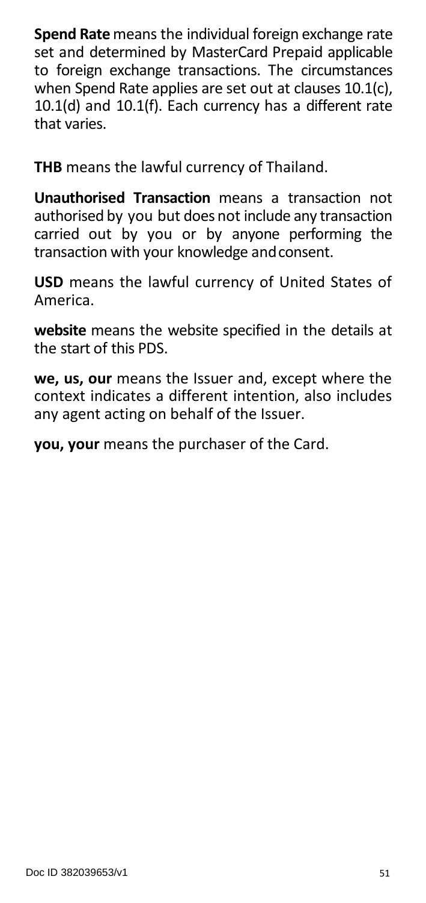**Spend Rate** means the individual foreign exchange rate set and determined by MasterCard Prepaid applicable to foreign exchange transactions. The circumstances when Spend Rate applies are set out at clauses 10.1(c), 10.1(d) and 10.1(f). Each currency has a different rate that varies.

**THB** means the lawful currency of Thailand.

**Unauthorised Transaction** means a transaction not authorised by you but does not include any transaction carried out by you or by anyone performing the transaction with your knowledge and consent.

**USD** means the lawful currency of United States of America.

**website** means the website specified in the details at the start of this PDS.

**we, us, our** means the Issuer and, except where the context indicates a different intention, also includes any agent acting on behalf of the Issuer.

**you, your** means the purchaser of the Card.